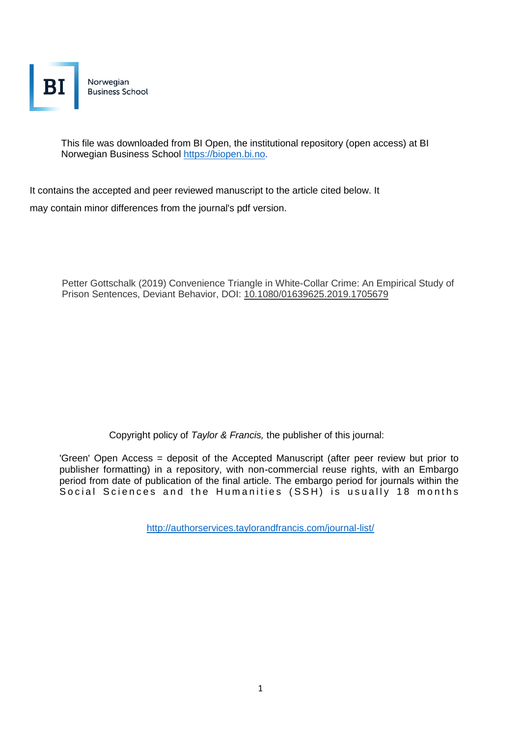BI Norwegian Business School

This file was downloaded from BI Open, the institutional repository (open access) at BI Norwegian Business School https://biopen.bi.no.

It contains the accepted and peer reviewed manuscript to the article cited below. It may contain minor differences from the journal's pdf version.

Petter Gottschalk (2019) Convenience Triangle in White-Collar Crime: An Empirical Study of Prison Sentences, Deviant Behavior, DOI: 10.1080/01639625.2019.1705679

Copyright policy of *Taylor & Francis,* the publisher of this journal:

'Green' Open Access = deposit of the Accepted Manuscript (after peer review but prior to publisher formatting) in a repository, with non-commercial reuse rights, with an Embargo period from date of publication of the final article. The embargo period for journals within the Social Sciences and the Humanities (SSH) is usually 18 months

http://authorservices.taylorandfrancis.com/journal-list/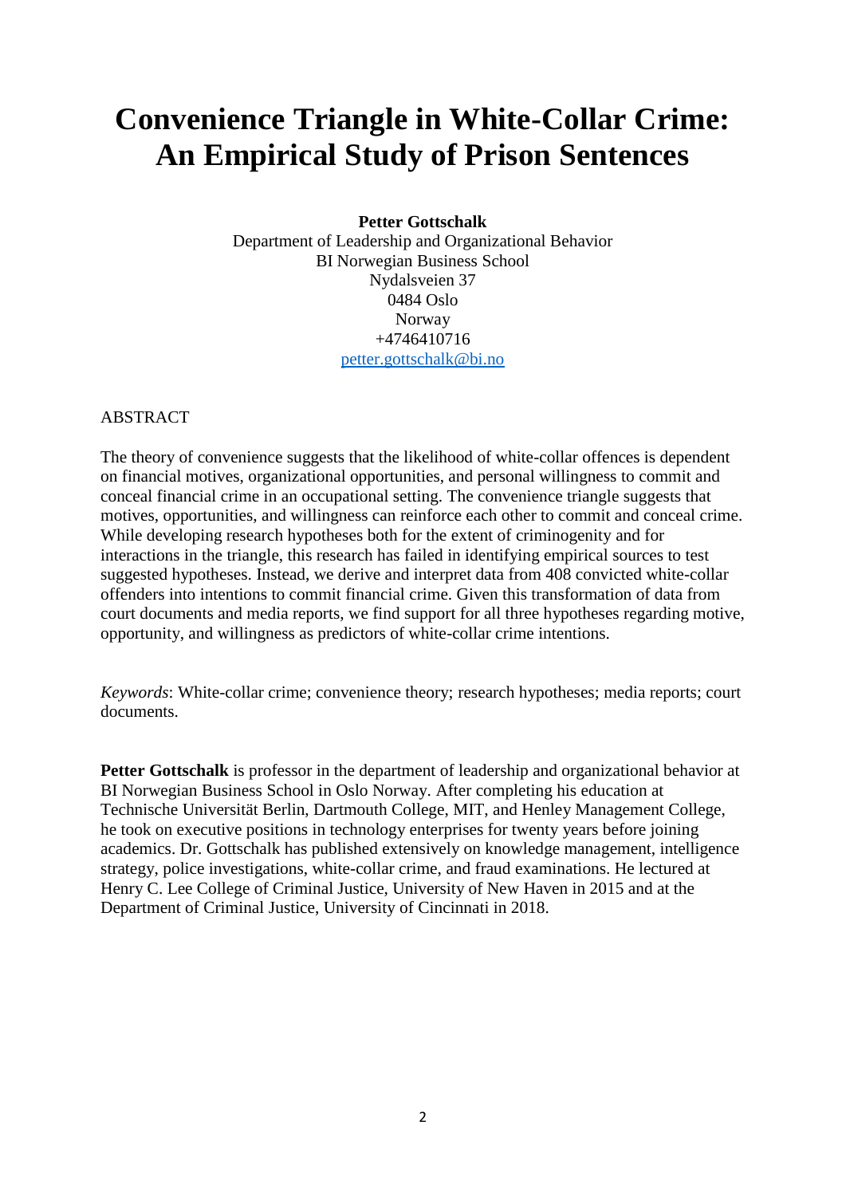# Convenience Triangle in White-Collar Crime: An Empirical Study of Prison Sentences

**Petter Gottschalk**

Department of Leadership and Organizational Behavior
BI Norwegian Business School
Nydalsveien 37
0484 Oslo
Norway
+4746410716
petter.gottschalk@bi.no

ABSTRACT

The theory of convenience suggests that the likelihood of white-collar offences is dependent on financial motives, organizational opportunities, and personal willingness to commit and conceal financial crime in an occupational setting. The convenience triangle suggests that motives, opportunities, and willingness can reinforce each other to commit and conceal crime. While developing research hypotheses both for the extent of criminogenity and for interactions in the triangle, this research has failed in identifying empirical sources to test suggested hypotheses. Instead, we derive and interpret data from 408 convicted white-collar offenders into intentions to commit financial crime. Given this transformation of data from court documents and media reports, we find support for all three hypotheses regarding motive, opportunity, and willingness as predictors of white-collar crime intentions.

*Keywords*: White-collar crime; convenience theory; research hypotheses; media reports; court documents.

**Petter Gottschalk** is professor in the department of leadership and organizational behavior at BI Norwegian Business School in Oslo Norway. After completing his education at Technische Universität Berlin, Dartmouth College, MIT, and Henley Management College, he took on executive positions in technology enterprises for twenty years before joining academics. Dr. Gottschalk has published extensively on knowledge management, intelligence strategy, police investigations, white-collar crime, and fraud examinations. He lectured at Henry C. Lee College of Criminal Justice, University of New Haven in 2015 and at the Department of Criminal Justice, University of Cincinnati in 2018.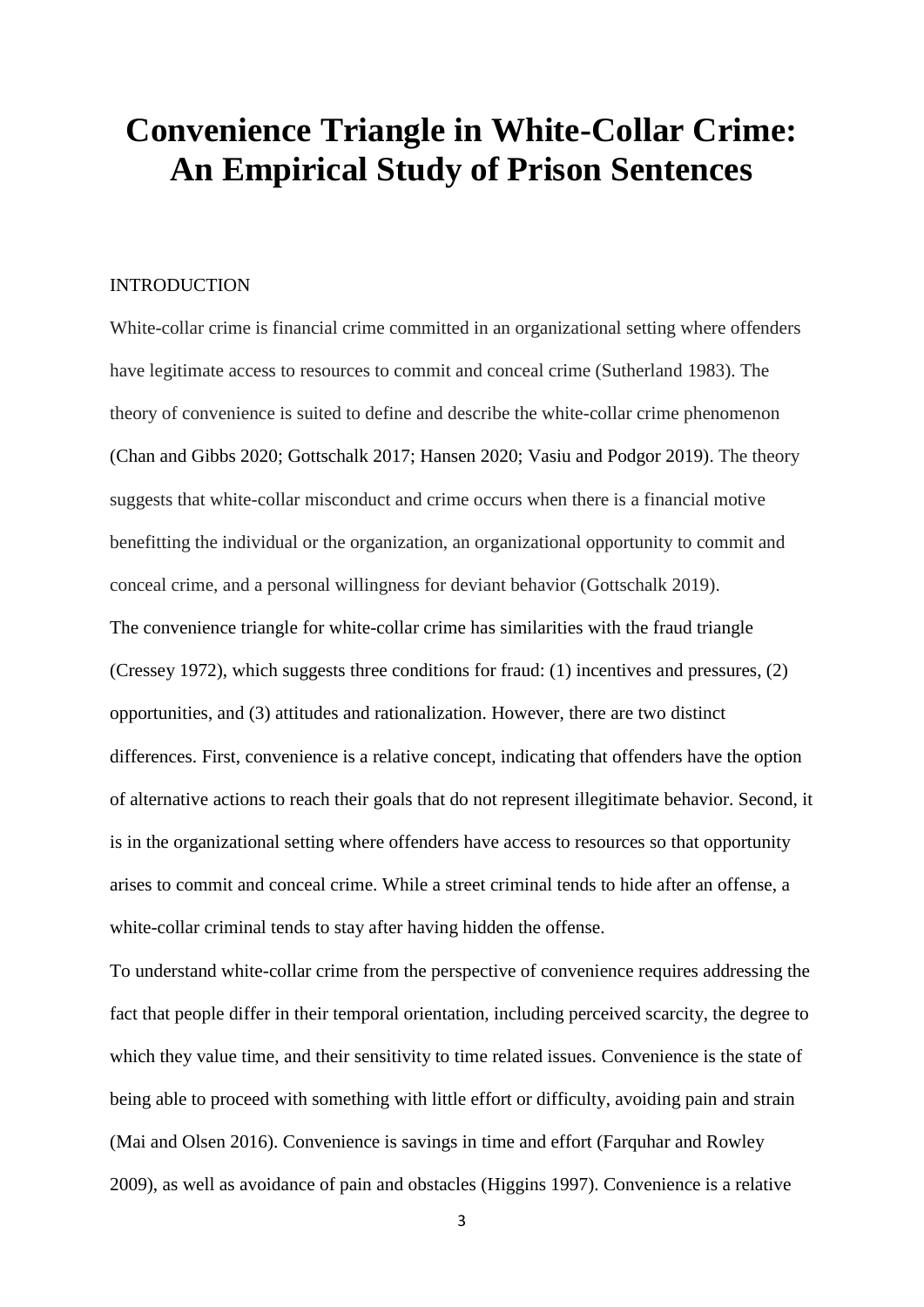# Convenience Triangle in White-Collar Crime: An Empirical Study of Prison Sentences

## INTRODUCTION

White-collar crime is financial crime committed in an organizational setting where offenders have legitimate access to resources to commit and conceal crime (Sutherland 1983). The theory of convenience is suited to define and describe the white-collar crime phenomenon (Chan and Gibbs 2020; Gottschalk 2017; Hansen 2020; Vasiu and Podgor 2019). The theory suggests that white-collar misconduct and crime occurs when there is a financial motive benefitting the individual or the organization, an organizational opportunity to commit and conceal crime, and a personal willingness for deviant behavior (Gottschalk 2019).

The convenience triangle for white-collar crime has similarities with the fraud triangle (Cressey 1972), which suggests three conditions for fraud: (1) incentives and pressures, (2) opportunities, and (3) attitudes and rationalization. However, there are two distinct differences. First, convenience is a relative concept, indicating that offenders have the option of alternative actions to reach their goals that do not represent illegitimate behavior. Second, it is in the organizational setting where offenders have access to resources so that opportunity arises to commit and conceal crime. While a street criminal tends to hide after an offense, a white-collar criminal tends to stay after having hidden the offense.

To understand white-collar crime from the perspective of convenience requires addressing the fact that people differ in their temporal orientation, including perceived scarcity, the degree to which they value time, and their sensitivity to time related issues. Convenience is the state of being able to proceed with something with little effort or difficulty, avoiding pain and strain (Mai and Olsen 2016). Convenience is savings in time and effort (Farquhar and Rowley 2009), as well as avoidance of pain and obstacles (Higgins 1997). Convenience is a relative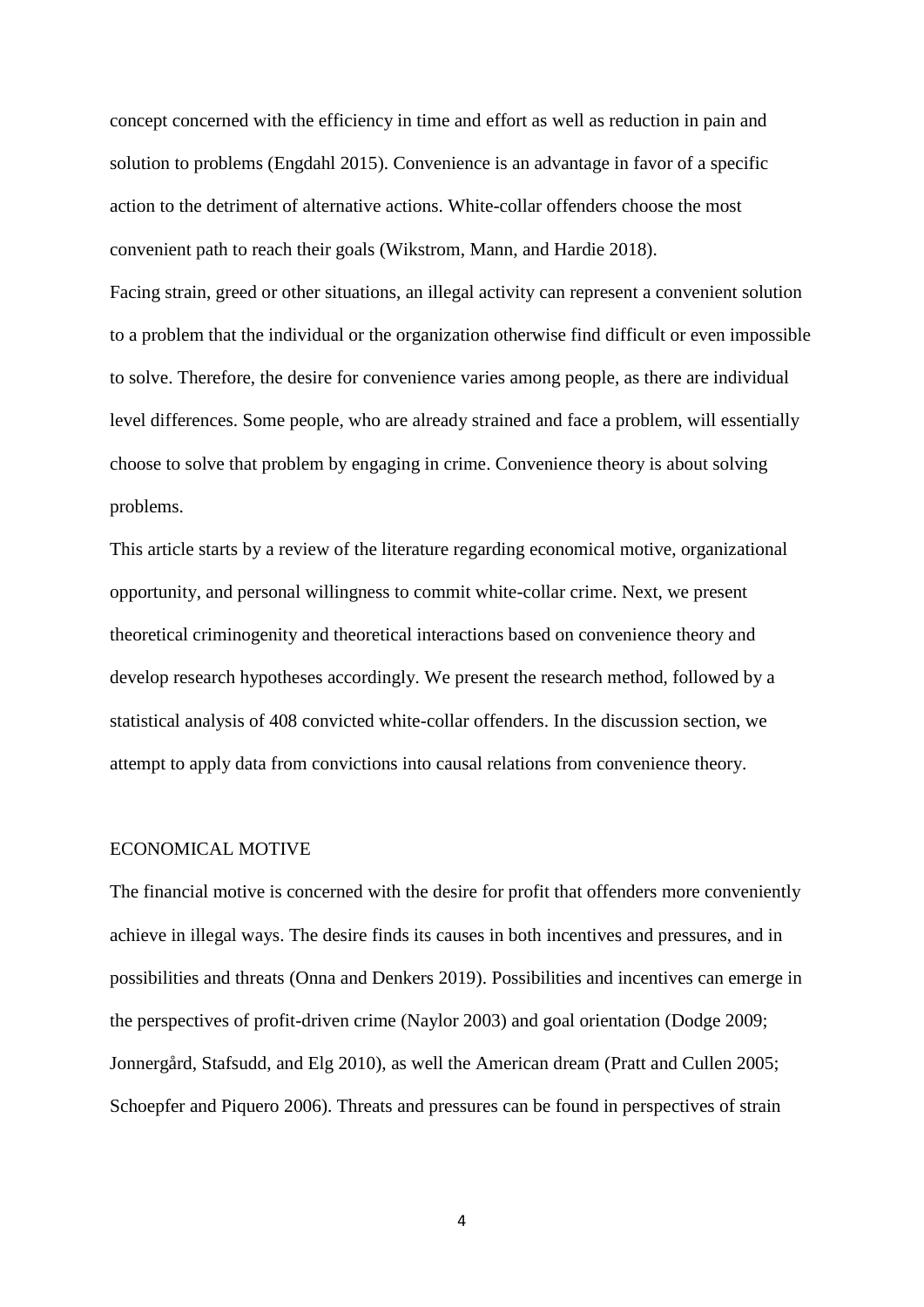concept concerned with the efficiency in time and effort as well as reduction in pain and solution to problems (Engdahl 2015). Convenience is an advantage in favor of a specific action to the detriment of alternative actions. White-collar offenders choose the most convenient path to reach their goals (Wikstrom, Mann, and Hardie 2018).

Facing strain, greed or other situations, an illegal activity can represent a convenient solution to a problem that the individual or the organization otherwise find difficult or even impossible to solve. Therefore, the desire for convenience varies among people, as there are individual level differences. Some people, who are already strained and face a problem, will essentially choose to solve that problem by engaging in crime. Convenience theory is about solving problems.

This article starts by a review of the literature regarding economical motive, organizational opportunity, and personal willingness to commit white-collar crime. Next, we present theoretical criminogenity and theoretical interactions based on convenience theory and develop research hypotheses accordingly. We present the research method, followed by a statistical analysis of 408 convicted white-collar offenders. In the discussion section, we attempt to apply data from convictions into causal relations from convenience theory.

## ECONOMICAL MOTIVE

The financial motive is concerned with the desire for profit that offenders more conveniently achieve in illegal ways. The desire finds its causes in both incentives and pressures, and in possibilities and threats (Onna and Denkers 2019). Possibilities and incentives can emerge in the perspectives of profit-driven crime (Naylor 2003) and goal orientation (Dodge 2009; Jonnergård, Stafsudd, and Elg 2010), as well the American dream (Pratt and Cullen 2005; Schoepfer and Piquero 2006). Threats and pressures can be found in perspectives of strain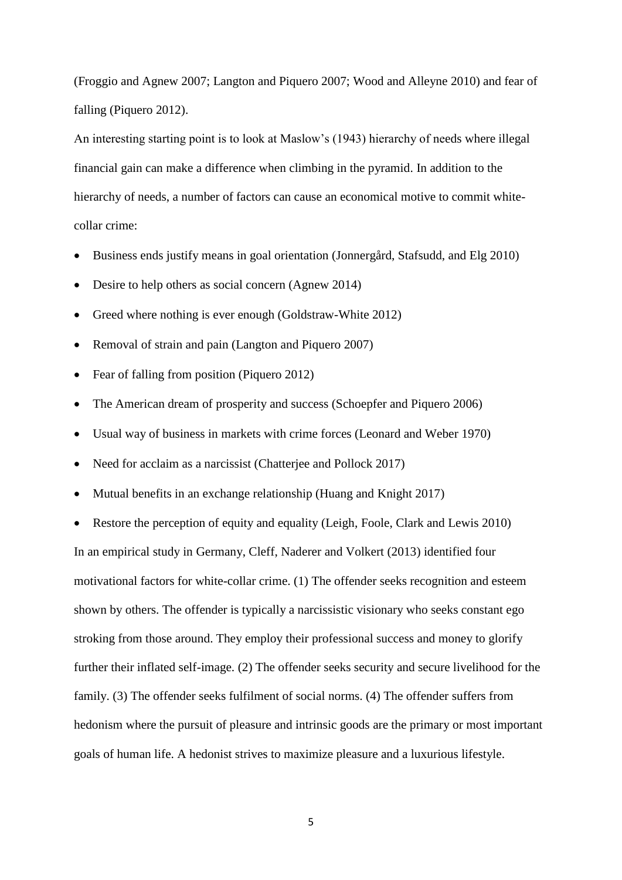(Froggio and Agnew 2007; Langton and Piquero 2007; Wood and Alleyne 2010) and fear of falling (Piquero 2012).

An interesting starting point is to look at Maslow's (1943) hierarchy of needs where illegal financial gain can make a difference when climbing in the pyramid. In addition to the hierarchy of needs, a number of factors can cause an economical motive to commit white-collar crime:

- Business ends justify means in goal orientation (Jonnergård, Stafsudd, and Elg 2010)
- Desire to help others as social concern (Agnew 2014)
- Greed where nothing is ever enough (Goldstraw-White 2012)
- Removal of strain and pain (Langton and Piquero 2007)
- Fear of falling from position (Piquero 2012)
- The American dream of prosperity and success (Schoepfer and Piquero 2006)
- Usual way of business in markets with crime forces (Leonard and Weber 1970)
- Need for acclaim as a narcissist (Chatterjee and Pollock 2017)
- Mutual benefits in an exchange relationship (Huang and Knight 2017)
- Restore the perception of equity and equality (Leigh, Foole, Clark and Lewis 2010)

In an empirical study in Germany, Cleff, Naderer and Volkert (2013) identified four motivational factors for white-collar crime. (1) The offender seeks recognition and esteem shown by others. The offender is typically a narcissistic visionary who seeks constant ego stroking from those around. They employ their professional success and money to glorify further their inflated self-image. (2) The offender seeks security and secure livelihood for the family. (3) The offender seeks fulfilment of social norms. (4) The offender suffers from hedonism where the pursuit of pleasure and intrinsic goods are the primary or most important goals of human life. A hedonist strives to maximize pleasure and a luxurious lifestyle.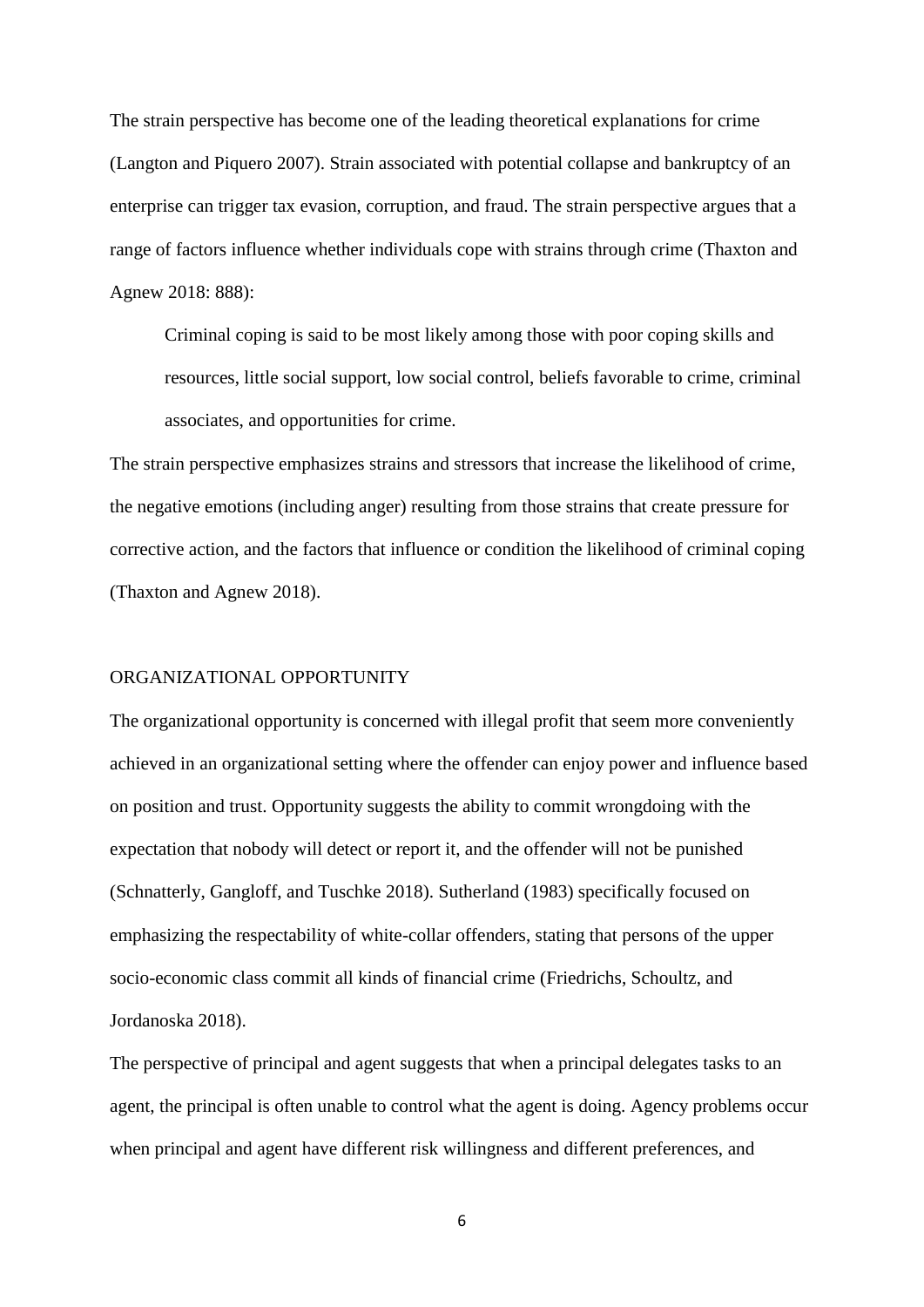The strain perspective has become one of the leading theoretical explanations for crime (Langton and Piquero 2007). Strain associated with potential collapse and bankruptcy of an enterprise can trigger tax evasion, corruption, and fraud. The strain perspective argues that a range of factors influence whether individuals cope with strains through crime (Thaxton and Agnew 2018: 888):

> Criminal coping is said to be most likely among those with poor coping skills and resources, little social support, low social control, beliefs favorable to crime, criminal associates, and opportunities for crime.

The strain perspective emphasizes strains and stressors that increase the likelihood of crime, the negative emotions (including anger) resulting from those strains that create pressure for corrective action, and the factors that influence or condition the likelihood of criminal coping (Thaxton and Agnew 2018).

## ORGANIZATIONAL OPPORTUNITY

The organizational opportunity is concerned with illegal profit that seem more conveniently achieved in an organizational setting where the offender can enjoy power and influence based on position and trust. Opportunity suggests the ability to commit wrongdoing with the expectation that nobody will detect or report it, and the offender will not be punished (Schnatterly, Gangloff, and Tuschke 2018). Sutherland (1983) specifically focused on emphasizing the respectability of white-collar offenders, stating that persons of the upper socio-economic class commit all kinds of financial crime (Friedrichs, Schoultz, and Jordanoska 2018).

The perspective of principal and agent suggests that when a principal delegates tasks to an agent, the principal is often unable to control what the agent is doing. Agency problems occur when principal and agent have different risk willingness and different preferences, and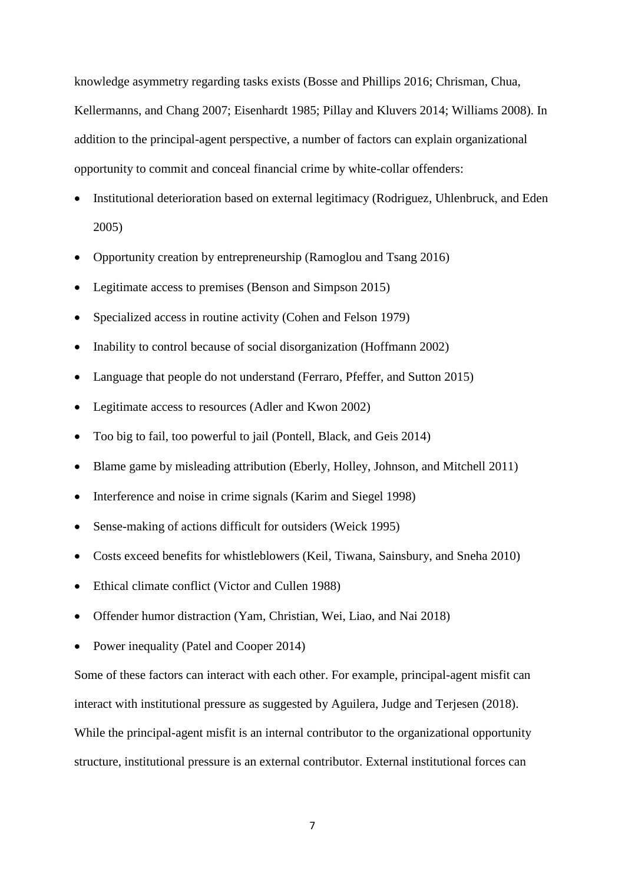knowledge asymmetry regarding tasks exists (Bosse and Phillips 2016; Chrisman, Chua, Kellermanns, and Chang 2007; Eisenhardt 1985; Pillay and Kluvers 2014; Williams 2008). In addition to the principal-agent perspective, a number of factors can explain organizational opportunity to commit and conceal financial crime by white-collar offenders:

- Institutional deterioration based on external legitimacy (Rodriguez, Uhlenbruck, and Eden 2005)
- Opportunity creation by entrepreneurship (Ramoglou and Tsang 2016)
- Legitimate access to premises (Benson and Simpson 2015)
- Specialized access in routine activity (Cohen and Felson 1979)
- Inability to control because of social disorganization (Hoffmann 2002)
- Language that people do not understand (Ferraro, Pfeffer, and Sutton 2015)
- Legitimate access to resources (Adler and Kwon 2002)
- Too big to fail, too powerful to jail (Pontell, Black, and Geis 2014)
- Blame game by misleading attribution (Eberly, Holley, Johnson, and Mitchell 2011)
- Interference and noise in crime signals (Karim and Siegel 1998)
- Sense-making of actions difficult for outsiders (Weick 1995)
- Costs exceed benefits for whistleblowers (Keil, Tiwana, Sainsbury, and Sneha 2010)
- Ethical climate conflict (Victor and Cullen 1988)
- Offender humor distraction (Yam, Christian, Wei, Liao, and Nai 2018)
- Power inequality (Patel and Cooper 2014)

Some of these factors can interact with each other. For example, principal-agent misfit can interact with institutional pressure as suggested by Aguilera, Judge and Terjesen (2018). While the principal-agent misfit is an internal contributor to the organizational opportunity structure, institutional pressure is an external contributor. External institutional forces can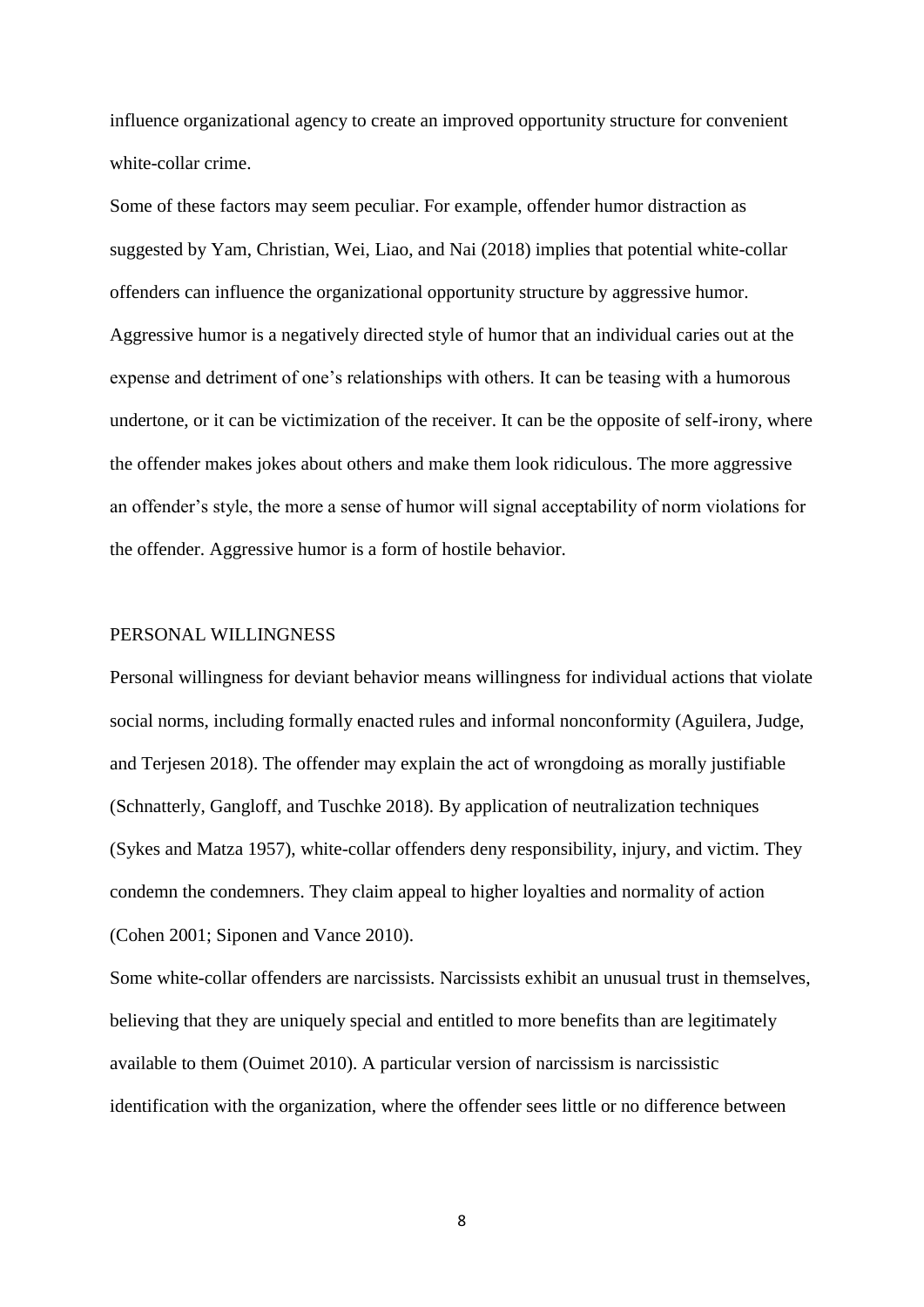influence organizational agency to create an improved opportunity structure for convenient white-collar crime.

Some of these factors may seem peculiar. For example, offender humor distraction as suggested by Yam, Christian, Wei, Liao, and Nai (2018) implies that potential white-collar offenders can influence the organizational opportunity structure by aggressive humor. Aggressive humor is a negatively directed style of humor that an individual caries out at the expense and detriment of one's relationships with others. It can be teasing with a humorous undertone, or it can be victimization of the receiver. It can be the opposite of self-irony, where the offender makes jokes about others and make them look ridiculous. The more aggressive an offender's style, the more a sense of humor will signal acceptability of norm violations for the offender. Aggressive humor is a form of hostile behavior.

## PERSONAL WILLINGNESS

Personal willingness for deviant behavior means willingness for individual actions that violate social norms, including formally enacted rules and informal nonconformity (Aguilera, Judge, and Terjesen 2018). The offender may explain the act of wrongdoing as morally justifiable (Schnatterly, Gangloff, and Tuschke 2018). By application of neutralization techniques (Sykes and Matza 1957), white-collar offenders deny responsibility, injury, and victim. They condemn the condemners. They claim appeal to higher loyalties and normality of action (Cohen 2001; Siponen and Vance 2010).

Some white-collar offenders are narcissists. Narcissists exhibit an unusual trust in themselves, believing that they are uniquely special and entitled to more benefits than are legitimately available to them (Ouimet 2010). A particular version of narcissism is narcissistic identification with the organization, where the offender sees little or no difference between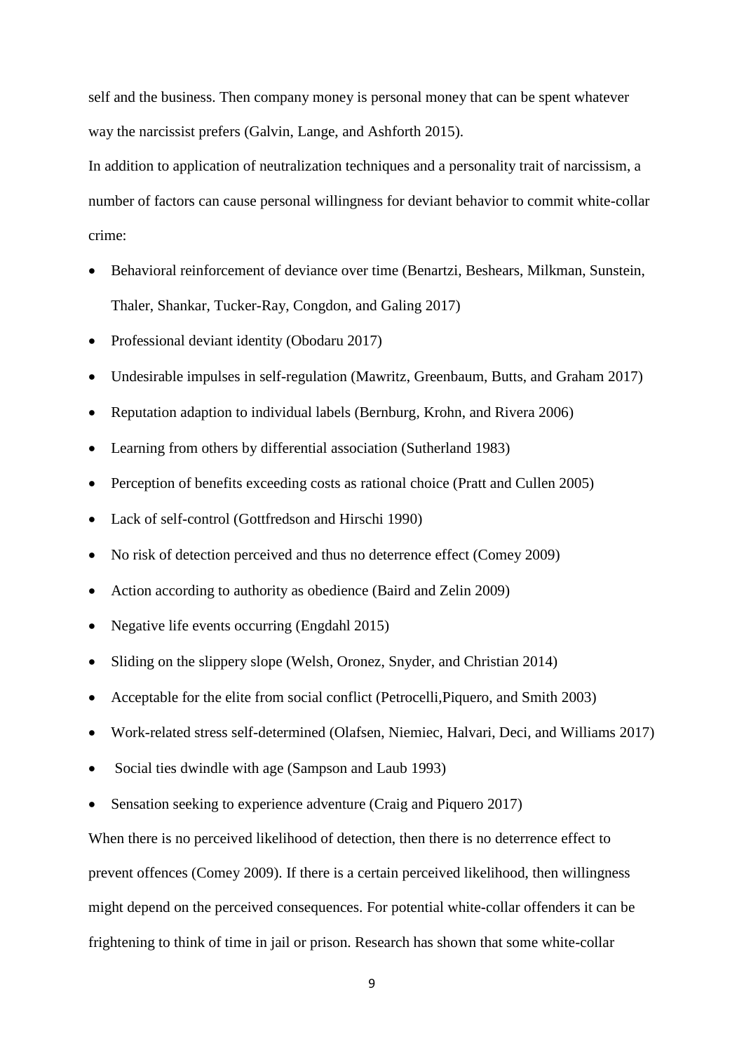self and the business. Then company money is personal money that can be spent whatever way the narcissist prefers (Galvin, Lange, and Ashforth 2015).

In addition to application of neutralization techniques and a personality trait of narcissism, a number of factors can cause personal willingness for deviant behavior to commit white-collar crime:

- Behavioral reinforcement of deviance over time (Benartzi, Beshears, Milkman, Sunstein, Thaler, Shankar, Tucker-Ray, Congdon, and Galing 2017)
- Professional deviant identity (Obodaru 2017)
- Undesirable impulses in self-regulation (Mawritz, Greenbaum, Butts, and Graham 2017)
- Reputation adaption to individual labels (Bernburg, Krohn, and Rivera 2006)
- Learning from others by differential association (Sutherland 1983)
- Perception of benefits exceeding costs as rational choice (Pratt and Cullen 2005)
- Lack of self-control (Gottfredson and Hirschi 1990)
- No risk of detection perceived and thus no deterrence effect (Comey 2009)
- Action according to authority as obedience (Baird and Zelin 2009)
- Negative life events occurring (Engdahl 2015)
- Sliding on the slippery slope (Welsh, Oronez, Snyder, and Christian 2014)
- Acceptable for the elite from social conflict (Petrocelli,Piquero, and Smith 2003)
- Work-related stress self-determined (Olafsen, Niemiec, Halvari, Deci, and Williams 2017)
- Social ties dwindle with age (Sampson and Laub 1993)
- Sensation seeking to experience adventure (Craig and Piquero 2017)

When there is no perceived likelihood of detection, then there is no deterrence effect to prevent offences (Comey 2009). If there is a certain perceived likelihood, then willingness might depend on the perceived consequences. For potential white-collar offenders it can be frightening to think of time in jail or prison. Research has shown that some white-collar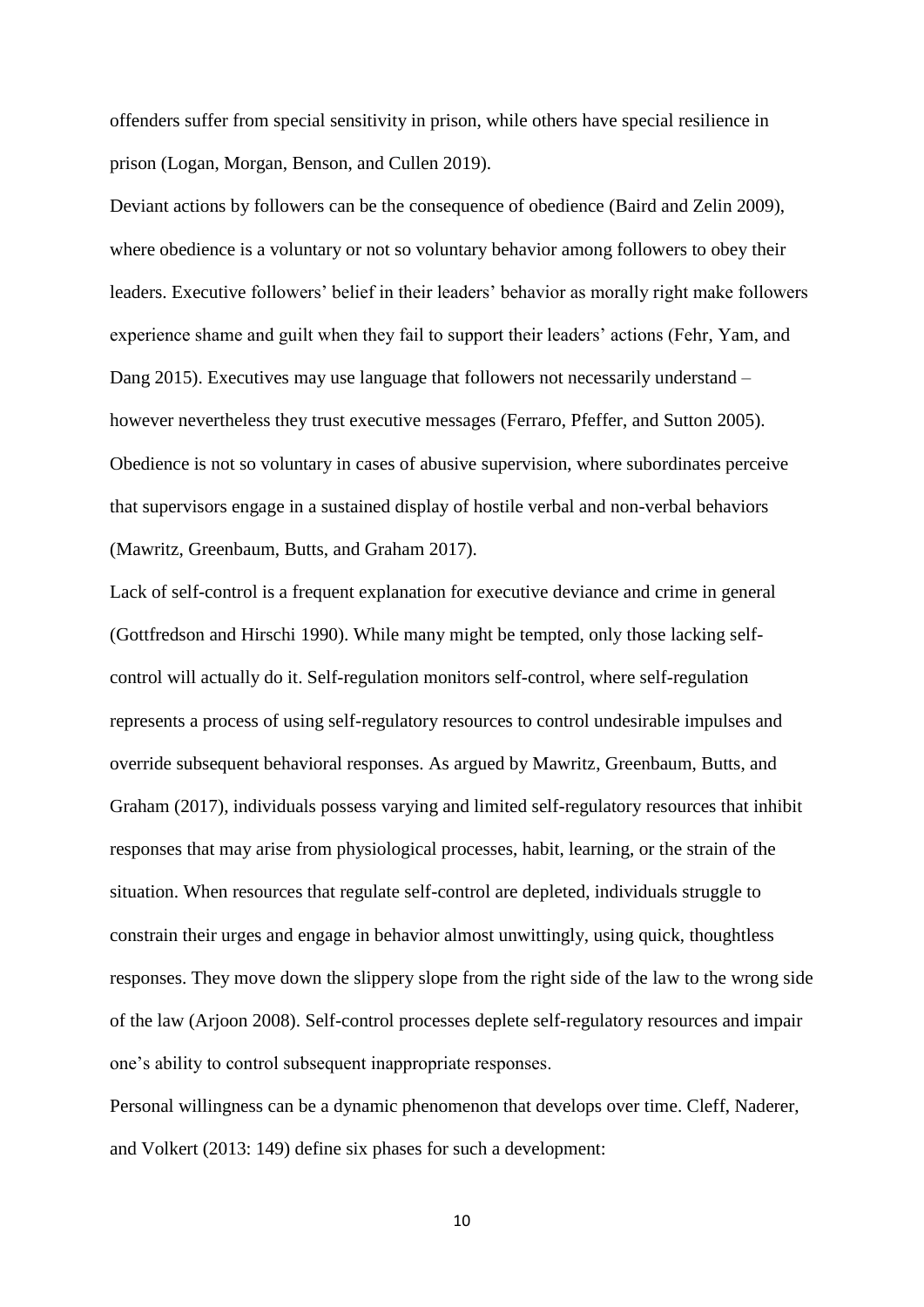offenders suffer from special sensitivity in prison, while others have special resilience in prison (Logan, Morgan, Benson, and Cullen 2019).

Deviant actions by followers can be the consequence of obedience (Baird and Zelin 2009), where obedience is a voluntary or not so voluntary behavior among followers to obey their leaders. Executive followers' belief in their leaders' behavior as morally right make followers experience shame and guilt when they fail to support their leaders' actions (Fehr, Yam, and Dang 2015). Executives may use language that followers not necessarily understand – however nevertheless they trust executive messages (Ferraro, Pfeffer, and Sutton 2005). Obedience is not so voluntary in cases of abusive supervision, where subordinates perceive that supervisors engage in a sustained display of hostile verbal and non-verbal behaviors (Mawritz, Greenbaum, Butts, and Graham 2017).

Lack of self-control is a frequent explanation for executive deviance and crime in general (Gottfredson and Hirschi 1990). While many might be tempted, only those lacking self-control will actually do it. Self-regulation monitors self-control, where self-regulation represents a process of using self-regulatory resources to control undesirable impulses and override subsequent behavioral responses. As argued by Mawritz, Greenbaum, Butts, and Graham (2017), individuals possess varying and limited self-regulatory resources that inhibit responses that may arise from physiological processes, habit, learning, or the strain of the situation. When resources that regulate self-control are depleted, individuals struggle to constrain their urges and engage in behavior almost unwittingly, using quick, thoughtless responses. They move down the slippery slope from the right side of the law to the wrong side of the law (Arjoon 2008). Self-control processes deplete self-regulatory resources and impair one's ability to control subsequent inappropriate responses.

Personal willingness can be a dynamic phenomenon that develops over time. Cleff, Naderer, and Volkert (2013: 149) define six phases for such a development: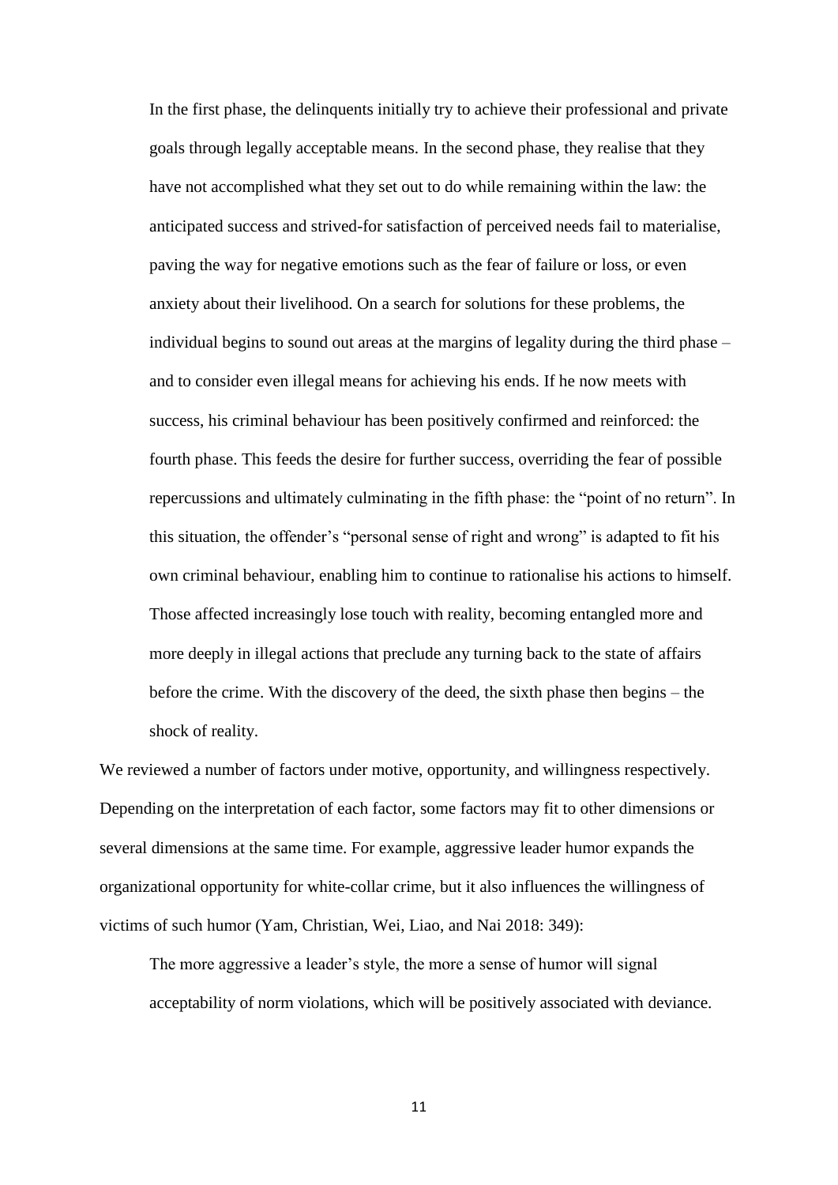> In the first phase, the delinquents initially try to achieve their professional and private goals through legally acceptable means. In the second phase, they realise that they have not accomplished what they set out to do while remaining within the law: the anticipated success and strived-for satisfaction of perceived needs fail to materialise, paving the way for negative emotions such as the fear of failure or loss, or even anxiety about their livelihood. On a search for solutions for these problems, the individual begins to sound out areas at the margins of legality during the third phase – and to consider even illegal means for achieving his ends. If he now meets with success, his criminal behaviour has been positively confirmed and reinforced: the fourth phase. This feeds the desire for further success, overriding the fear of possible repercussions and ultimately culminating in the fifth phase: the "point of no return". In this situation, the offender's "personal sense of right and wrong" is adapted to fit his own criminal behaviour, enabling him to continue to rationalise his actions to himself. Those affected increasingly lose touch with reality, becoming entangled more and more deeply in illegal actions that preclude any turning back to the state of affairs before the crime. With the discovery of the deed, the sixth phase then begins – the shock of reality.

We reviewed a number of factors under motive, opportunity, and willingness respectively. Depending on the interpretation of each factor, some factors may fit to other dimensions or several dimensions at the same time. For example, aggressive leader humor expands the organizational opportunity for white-collar crime, but it also influences the willingness of victims of such humor (Yam, Christian, Wei, Liao, and Nai 2018: 349):

> The more aggressive a leader's style, the more a sense of humor will signal acceptability of norm violations, which will be positively associated with deviance.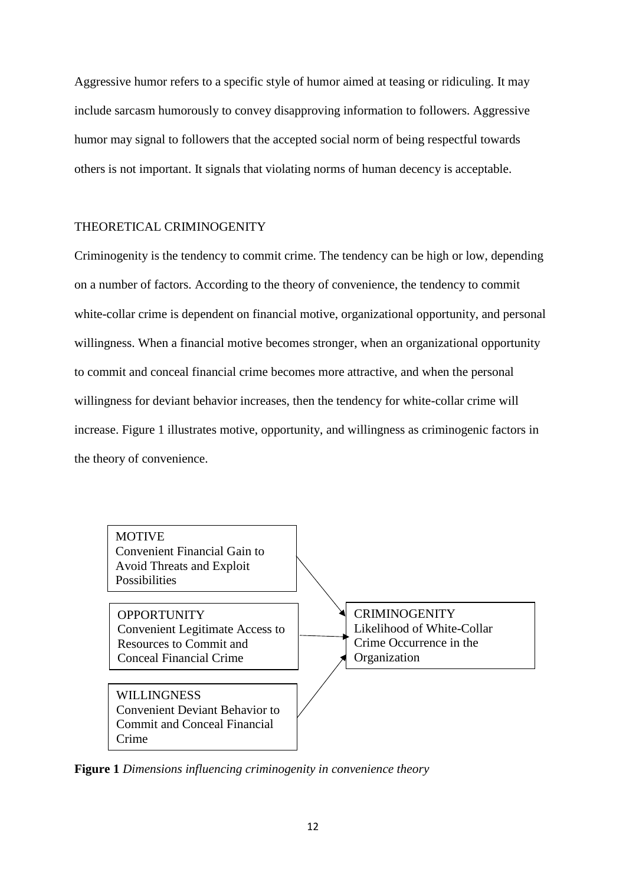Aggressive humor refers to a specific style of humor aimed at teasing or ridiculing. It may include sarcasm humorously to convey disapproving information to followers. Aggressive humor may signal to followers that the accepted social norm of being respectful towards others is not important. It signals that violating norms of human decency is acceptable.

## THEORETICAL CRIMINOGENITY

Criminogenity is the tendency to commit crime. The tendency can be high or low, depending on a number of factors. According to the theory of convenience, the tendency to commit white-collar crime is dependent on financial motive, organizational opportunity, and personal willingness. When a financial motive becomes stronger, when an organizational opportunity to commit and conceal financial crime becomes more attractive, and when the personal willingness for deviant behavior increases, then the tendency for white-collar crime will increase. Figure 1 illustrates motive, opportunity, and willingness as criminogenic factors in the theory of convenience.

MOTIVE
Convenient Financial Gain to Avoid Threats and Exploit Possibilities

OPPORTUNITY
Convenient Legitimate Access to Resources to Commit and Conceal Financial Crime

WILLINGNESS
Convenient Deviant Behavior to Commit and Conceal Financial Crime

CRIMINOGENITY
Likelihood of White-Collar Crime Occurrence in the Organization

**Figure 1** *Dimensions influencing criminogenity in convenience theory*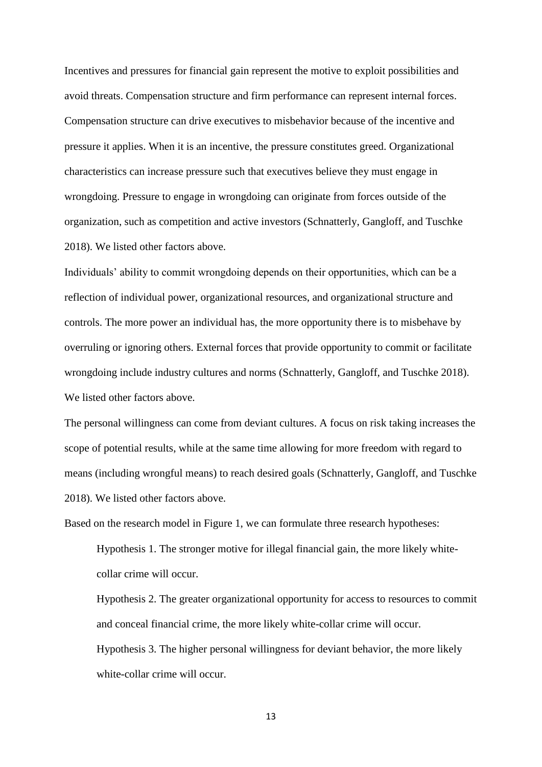Incentives and pressures for financial gain represent the motive to exploit possibilities and avoid threats. Compensation structure and firm performance can represent internal forces. Compensation structure can drive executives to misbehavior because of the incentive and pressure it applies. When it is an incentive, the pressure constitutes greed. Organizational characteristics can increase pressure such that executives believe they must engage in wrongdoing. Pressure to engage in wrongdoing can originate from forces outside of the organization, such as competition and active investors (Schnatterly, Gangloff, and Tuschke 2018). We listed other factors above.

Individuals' ability to commit wrongdoing depends on their opportunities, which can be a reflection of individual power, organizational resources, and organizational structure and controls. The more power an individual has, the more opportunity there is to misbehave by overruling or ignoring others. External forces that provide opportunity to commit or facilitate wrongdoing include industry cultures and norms (Schnatterly, Gangloff, and Tuschke 2018). We listed other factors above.

The personal willingness can come from deviant cultures. A focus on risk taking increases the scope of potential results, while at the same time allowing for more freedom with regard to means (including wrongful means) to reach desired goals (Schnatterly, Gangloff, and Tuschke 2018). We listed other factors above.

Based on the research model in Figure 1, we can formulate three research hypotheses:

> Hypothesis 1. The stronger motive for illegal financial gain, the more likely white-collar crime will occur.
>
> Hypothesis 2. The greater organizational opportunity for access to resources to commit and conceal financial crime, the more likely white-collar crime will occur.
>
> Hypothesis 3. The higher personal willingness for deviant behavior, the more likely white-collar crime will occur.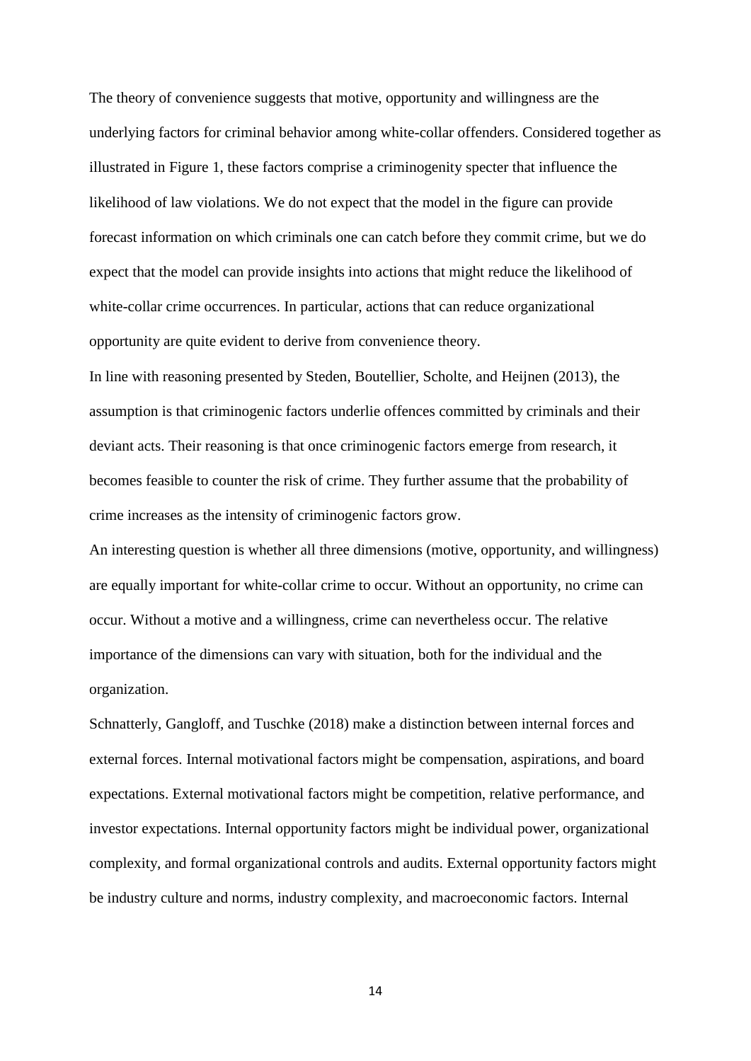The theory of convenience suggests that motive, opportunity and willingness are the underlying factors for criminal behavior among white-collar offenders. Considered together as illustrated in Figure 1, these factors comprise a criminogenity specter that influence the likelihood of law violations. We do not expect that the model in the figure can provide forecast information on which criminals one can catch before they commit crime, but we do expect that the model can provide insights into actions that might reduce the likelihood of white-collar crime occurrences. In particular, actions that can reduce organizational opportunity are quite evident to derive from convenience theory.

In line with reasoning presented by Steden, Boutellier, Scholte, and Heijnen (2013), the assumption is that criminogenic factors underlie offences committed by criminals and their deviant acts. Their reasoning is that once criminogenic factors emerge from research, it becomes feasible to counter the risk of crime. They further assume that the probability of crime increases as the intensity of criminogenic factors grow.

An interesting question is whether all three dimensions (motive, opportunity, and willingness) are equally important for white-collar crime to occur. Without an opportunity, no crime can occur. Without a motive and a willingness, crime can nevertheless occur. The relative importance of the dimensions can vary with situation, both for the individual and the organization.

Schnatterly, Gangloff, and Tuschke (2018) make a distinction between internal forces and external forces. Internal motivational factors might be compensation, aspirations, and board expectations. External motivational factors might be competition, relative performance, and investor expectations. Internal opportunity factors might be individual power, organizational complexity, and formal organizational controls and audits. External opportunity factors might be industry culture and norms, industry complexity, and macroeconomic factors. Internal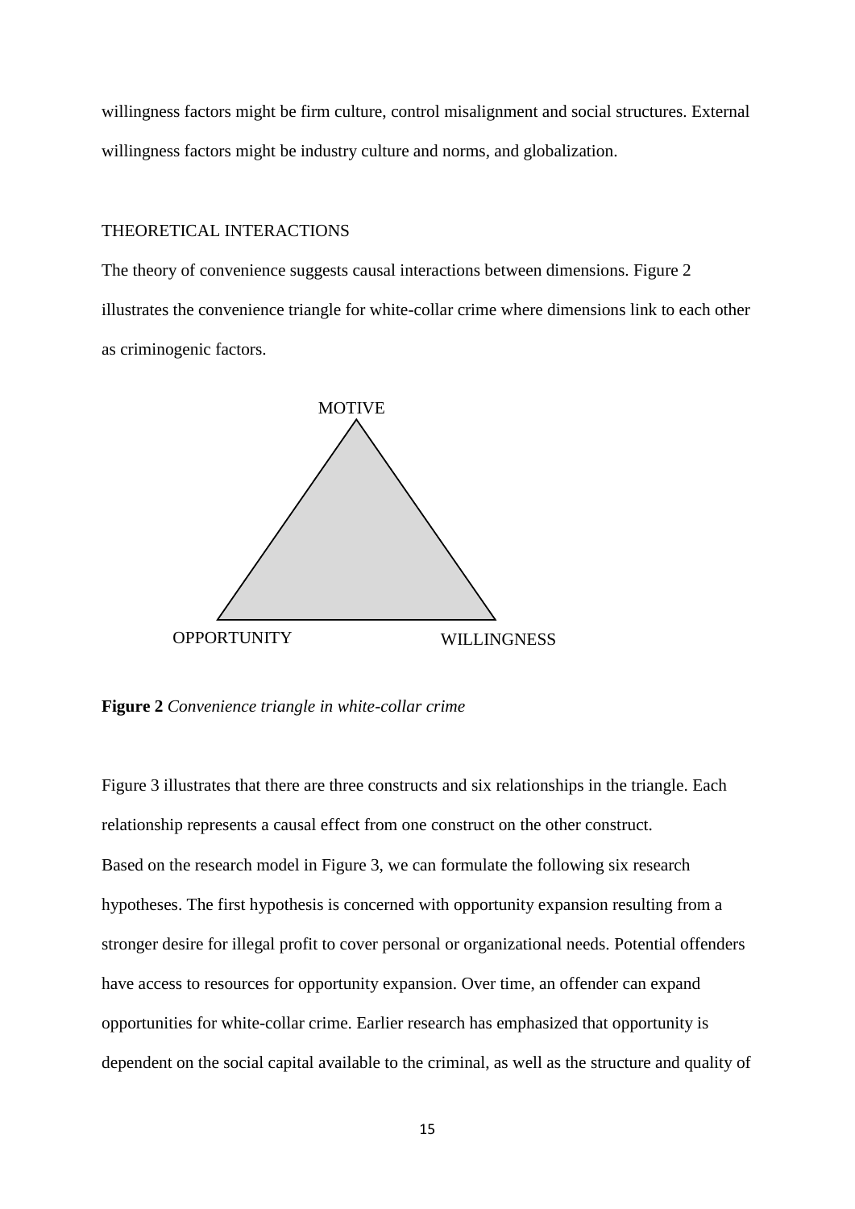willingness factors might be firm culture, control misalignment and social structures. External willingness factors might be industry culture and norms, and globalization.

## THEORETICAL INTERACTIONS

The theory of convenience suggests causal interactions between dimensions. Figure 2 illustrates the convenience triangle for white-collar crime where dimensions link to each other as criminogenic factors.

MOTIVE

OPPORTUNITY WILLINGNESS

**Figure 2** *Convenience triangle in white-collar crime*

Figure 3 illustrates that there are three constructs and six relationships in the triangle. Each relationship represents a causal effect from one construct on the other construct.

Based on the research model in Figure 3, we can formulate the following six research hypotheses. The first hypothesis is concerned with opportunity expansion resulting from a stronger desire for illegal profit to cover personal or organizational needs. Potential offenders have access to resources for opportunity expansion. Over time, an offender can expand opportunities for white-collar crime. Earlier research has emphasized that opportunity is dependent on the social capital available to the criminal, as well as the structure and quality of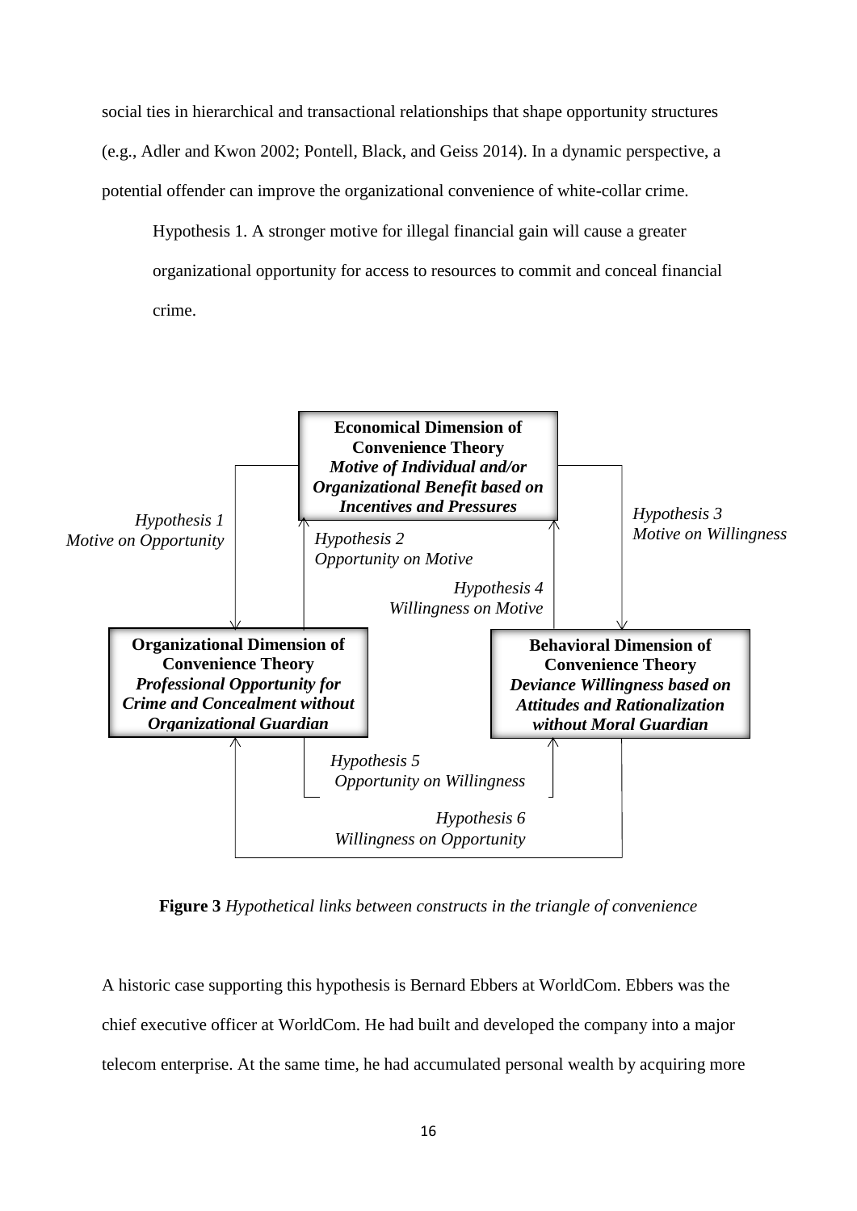social ties in hierarchical and transactional relationships that shape opportunity structures (e.g., Adler and Kwon 2002; Pontell, Black, and Geiss 2014). In a dynamic perspective, a potential offender can improve the organizational convenience of white-collar crime.

> Hypothesis 1. A stronger motive for illegal financial gain will cause a greater organizational opportunity for access to resources to commit and conceal financial crime.

**Economical Dimension of Convenience Theory**
***Motive of Individual and/or Organizational Benefit based on Incentives and Pressures***

**Organizational Dimension of Convenience Theory**
***Professional Opportunity for Crime and Concealment without Organizational Guardian***

**Behavioral Dimension of Convenience Theory**
***Deviance Willingness based on Attitudes and Rationalization without Moral Guardian***

*Hypothesis 1 Motive on Opportunity*

*Hypothesis 2 Opportunity on Motive*

*Hypothesis 3 Motive on Willingness*

*Hypothesis 4 Willingness on Motive*

*Hypothesis 5 Opportunity on Willingness*

*Hypothesis 6 Willingness on Opportunity*

**Figure 3** *Hypothetical links between constructs in the triangle of convenience*

A historic case supporting this hypothesis is Bernard Ebbers at WorldCom. Ebbers was the chief executive officer at WorldCom. He had built and developed the company into a major telecom enterprise. At the same time, he had accumulated personal wealth by acquiring more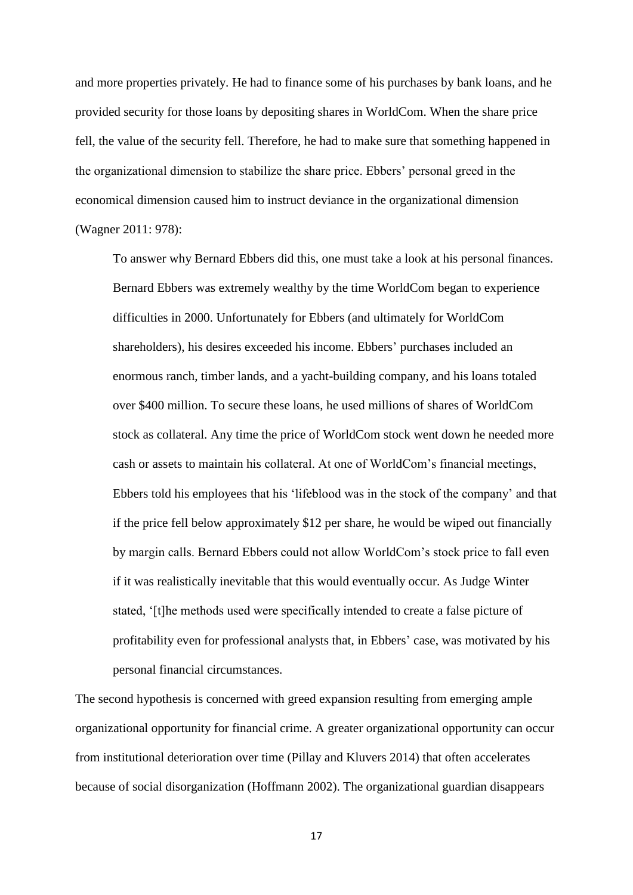and more properties privately. He had to finance some of his purchases by bank loans, and he provided security for those loans by depositing shares in WorldCom. When the share price fell, the value of the security fell. Therefore, he had to make sure that something happened in the organizational dimension to stabilize the share price. Ebbers' personal greed in the economical dimension caused him to instruct deviance in the organizational dimension (Wagner 2011: 978):

> To answer why Bernard Ebbers did this, one must take a look at his personal finances. Bernard Ebbers was extremely wealthy by the time WorldCom began to experience difficulties in 2000. Unfortunately for Ebbers (and ultimately for WorldCom shareholders), his desires exceeded his income. Ebbers' purchases included an enormous ranch, timber lands, and a yacht-building company, and his loans totaled over $400 million. To secure these loans, he used millions of shares of WorldCom stock as collateral. Any time the price of WorldCom stock went down he needed more cash or assets to maintain his collateral. At one of WorldCom's financial meetings, Ebbers told his employees that his 'lifeblood was in the stock of the company' and that if the price fell below approximately $12 per share, he would be wiped out financially by margin calls. Bernard Ebbers could not allow WorldCom's stock price to fall even if it was realistically inevitable that this would eventually occur. As Judge Winter stated, '[t]he methods used were specifically intended to create a false picture of profitability even for professional analysts that, in Ebbers' case, was motivated by his personal financial circumstances.

The second hypothesis is concerned with greed expansion resulting from emerging ample organizational opportunity for financial crime. A greater organizational opportunity can occur from institutional deterioration over time (Pillay and Kluvers 2014) that often accelerates because of social disorganization (Hoffmann 2002). The organizational guardian disappears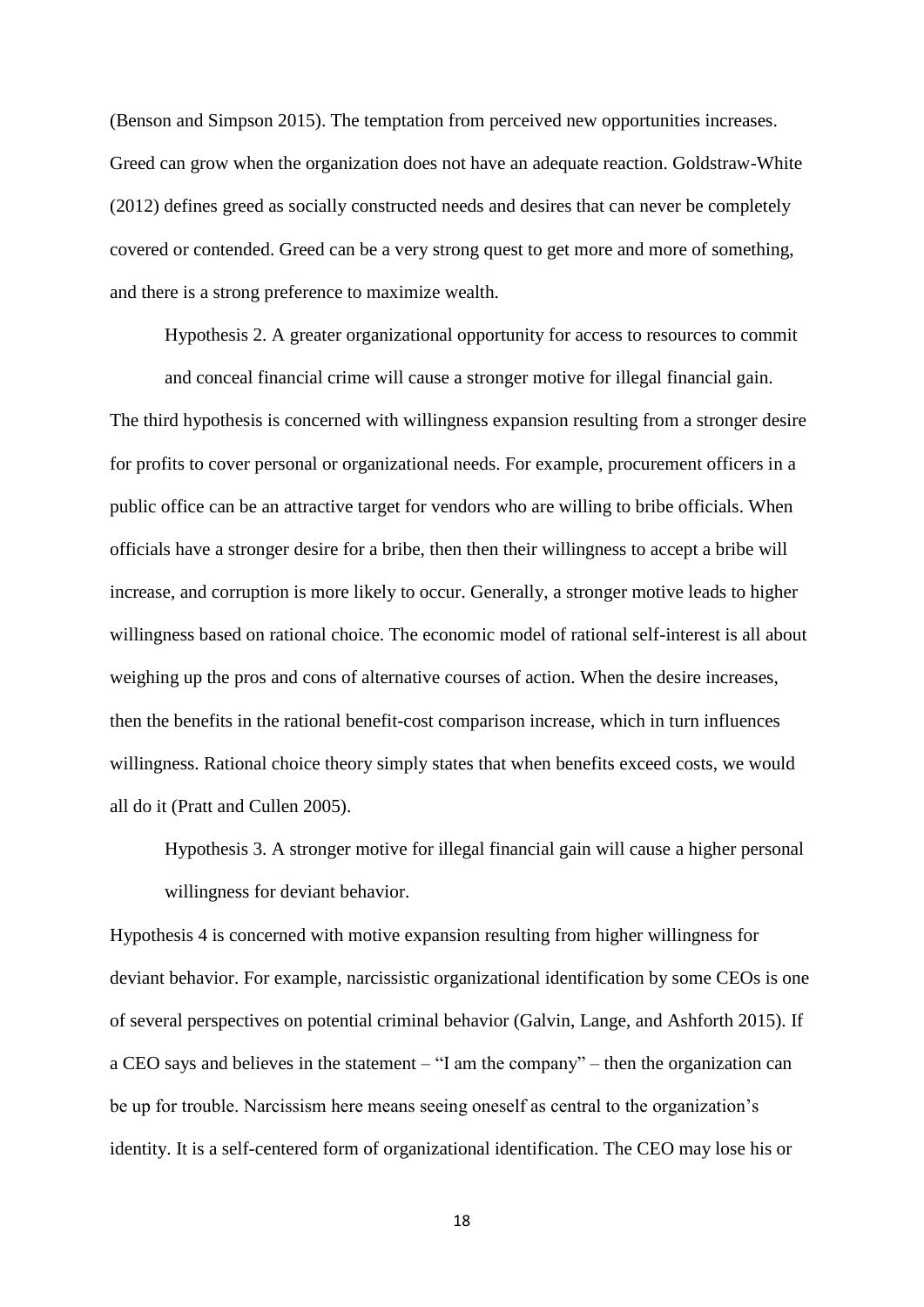(Benson and Simpson 2015). The temptation from perceived new opportunities increases. Greed can grow when the organization does not have an adequate reaction. Goldstraw-White (2012) defines greed as socially constructed needs and desires that can never be completely covered or contended. Greed can be a very strong quest to get more and more of something, and there is a strong preference to maximize wealth.

> Hypothesis 2. A greater organizational opportunity for access to resources to commit and conceal financial crime will cause a stronger motive for illegal financial gain.

The third hypothesis is concerned with willingness expansion resulting from a stronger desire for profits to cover personal or organizational needs. For example, procurement officers in a public office can be an attractive target for vendors who are willing to bribe officials. When officials have a stronger desire for a bribe, then then their willingness to accept a bribe will increase, and corruption is more likely to occur. Generally, a stronger motive leads to higher willingness based on rational choice. The economic model of rational self-interest is all about weighing up the pros and cons of alternative courses of action. When the desire increases, then the benefits in the rational benefit-cost comparison increase, which in turn influences willingness. Rational choice theory simply states that when benefits exceed costs, we would all do it (Pratt and Cullen 2005).

> Hypothesis 3. A stronger motive for illegal financial gain will cause a higher personal willingness for deviant behavior.

Hypothesis 4 is concerned with motive expansion resulting from higher willingness for deviant behavior. For example, narcissistic organizational identification by some CEOs is one of several perspectives on potential criminal behavior (Galvin, Lange, and Ashforth 2015). If a CEO says and believes in the statement – "I am the company" – then the organization can be up for trouble. Narcissism here means seeing oneself as central to the organization's identity. It is a self-centered form of organizational identification. The CEO may lose his or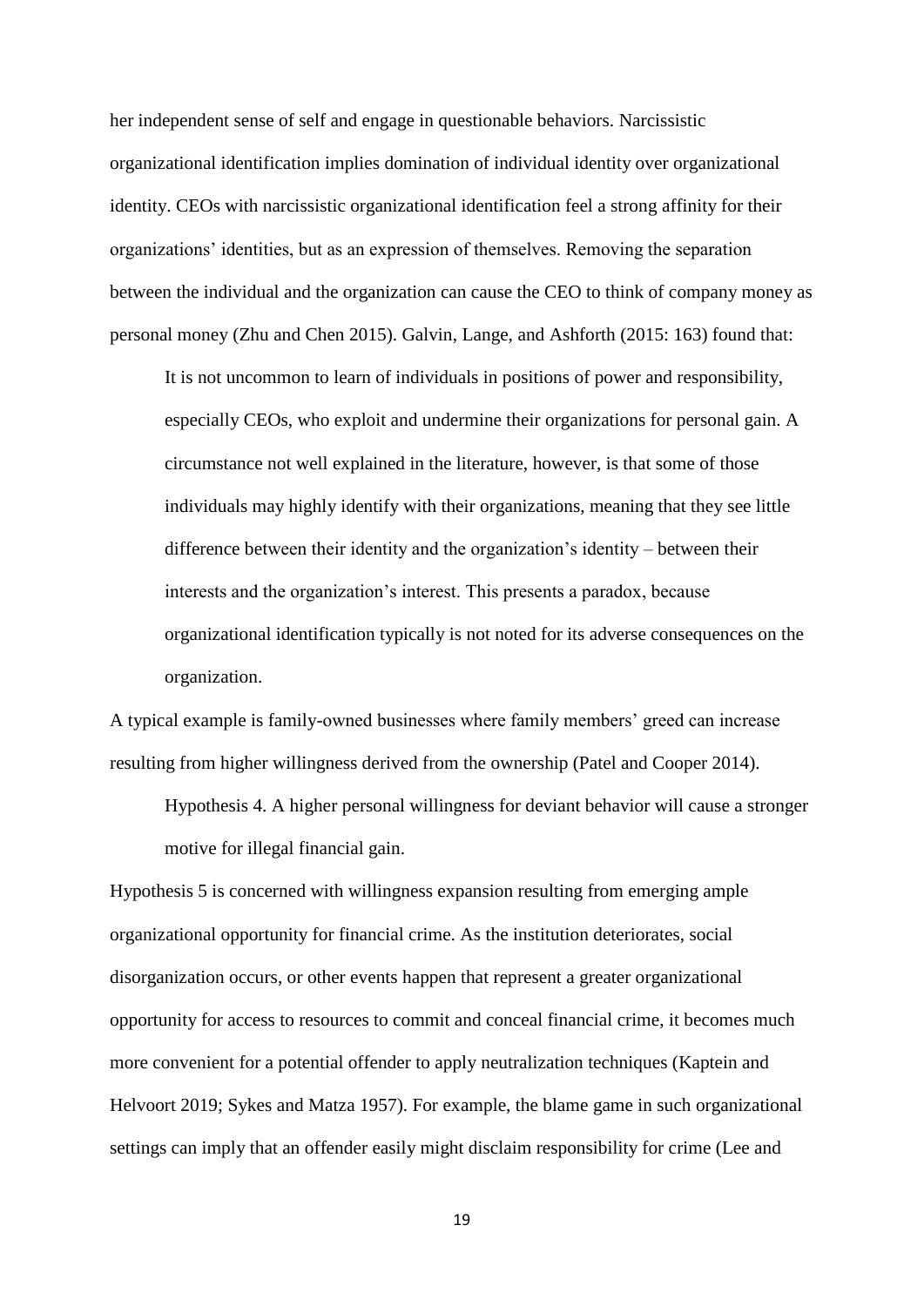her independent sense of self and engage in questionable behaviors. Narcissistic organizational identification implies domination of individual identity over organizational identity. CEOs with narcissistic organizational identification feel a strong affinity for their organizations' identities, but as an expression of themselves. Removing the separation between the individual and the organization can cause the CEO to think of company money as personal money (Zhu and Chen 2015). Galvin, Lange, and Ashforth (2015: 163) found that:

> It is not uncommon to learn of individuals in positions of power and responsibility, especially CEOs, who exploit and undermine their organizations for personal gain. A circumstance not well explained in the literature, however, is that some of those individuals may highly identify with their organizations, meaning that they see little difference between their identity and the organization's identity – between their interests and the organization's interest. This presents a paradox, because organizational identification typically is not noted for its adverse consequences on the organization.

A typical example is family-owned businesses where family members' greed can increase resulting from higher willingness derived from the ownership (Patel and Cooper 2014).

> Hypothesis 4. A higher personal willingness for deviant behavior will cause a stronger motive for illegal financial gain.

Hypothesis 5 is concerned with willingness expansion resulting from emerging ample organizational opportunity for financial crime. As the institution deteriorates, social disorganization occurs, or other events happen that represent a greater organizational opportunity for access to resources to commit and conceal financial crime, it becomes much more convenient for a potential offender to apply neutralization techniques (Kaptein and Helvoort 2019; Sykes and Matza 1957). For example, the blame game in such organizational settings can imply that an offender easily might disclaim responsibility for crime (Lee and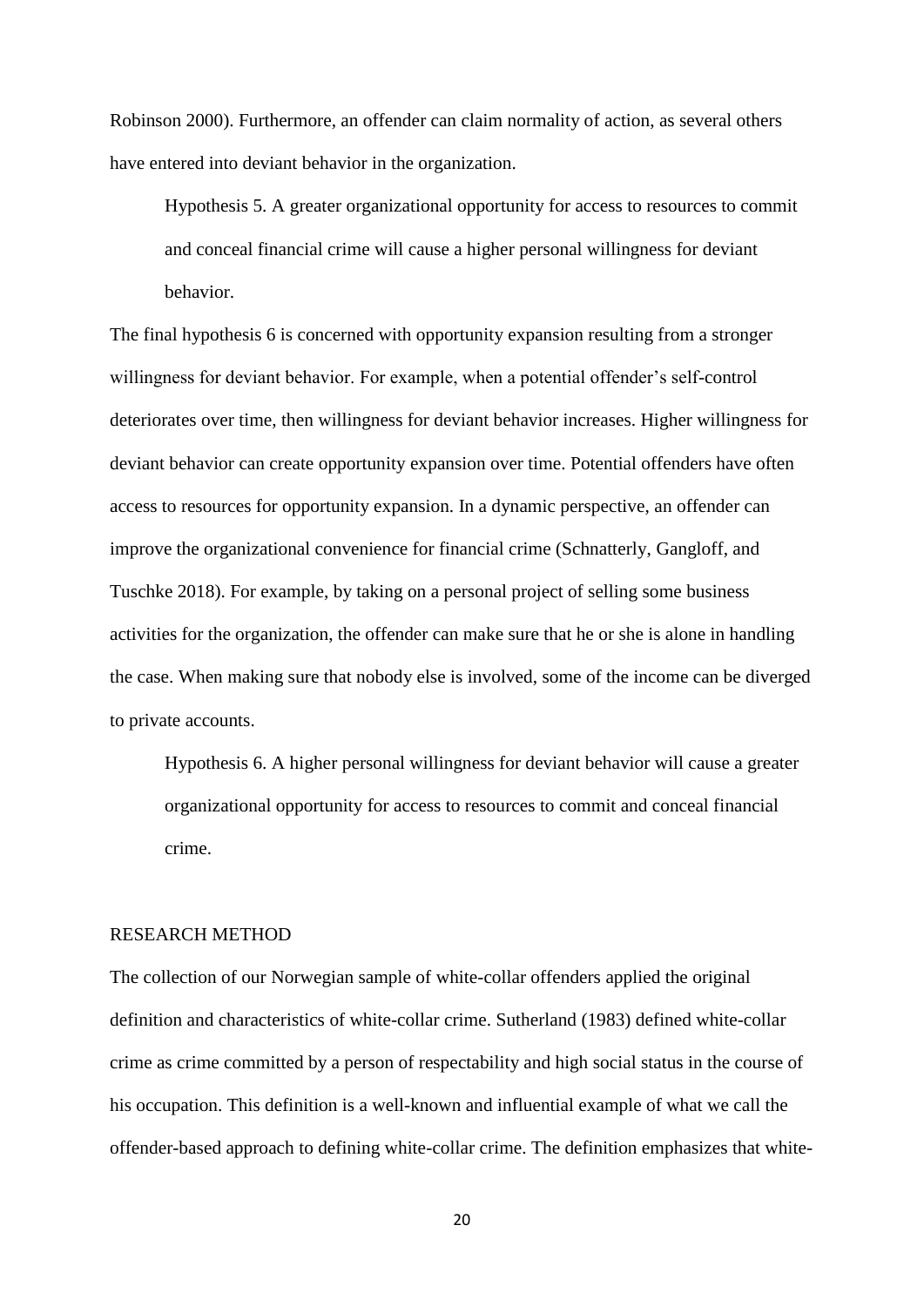Robinson 2000). Furthermore, an offender can claim normality of action, as several others have entered into deviant behavior in the organization.

> Hypothesis 5. A greater organizational opportunity for access to resources to commit and conceal financial crime will cause a higher personal willingness for deviant behavior.

The final hypothesis 6 is concerned with opportunity expansion resulting from a stronger willingness for deviant behavior. For example, when a potential offender's self-control deteriorates over time, then willingness for deviant behavior increases. Higher willingness for deviant behavior can create opportunity expansion over time. Potential offenders have often access to resources for opportunity expansion. In a dynamic perspective, an offender can improve the organizational convenience for financial crime (Schnatterly, Gangloff, and Tuschke 2018). For example, by taking on a personal project of selling some business activities for the organization, the offender can make sure that he or she is alone in handling the case. When making sure that nobody else is involved, some of the income can be diverged to private accounts.

> Hypothesis 6. A higher personal willingness for deviant behavior will cause a greater organizational opportunity for access to resources to commit and conceal financial crime.

## RESEARCH METHOD

The collection of our Norwegian sample of white-collar offenders applied the original definition and characteristics of white-collar crime. Sutherland (1983) defined white-collar crime as crime committed by a person of respectability and high social status in the course of his occupation. This definition is a well-known and influential example of what we call the offender-based approach to defining white-collar crime. The definition emphasizes that white-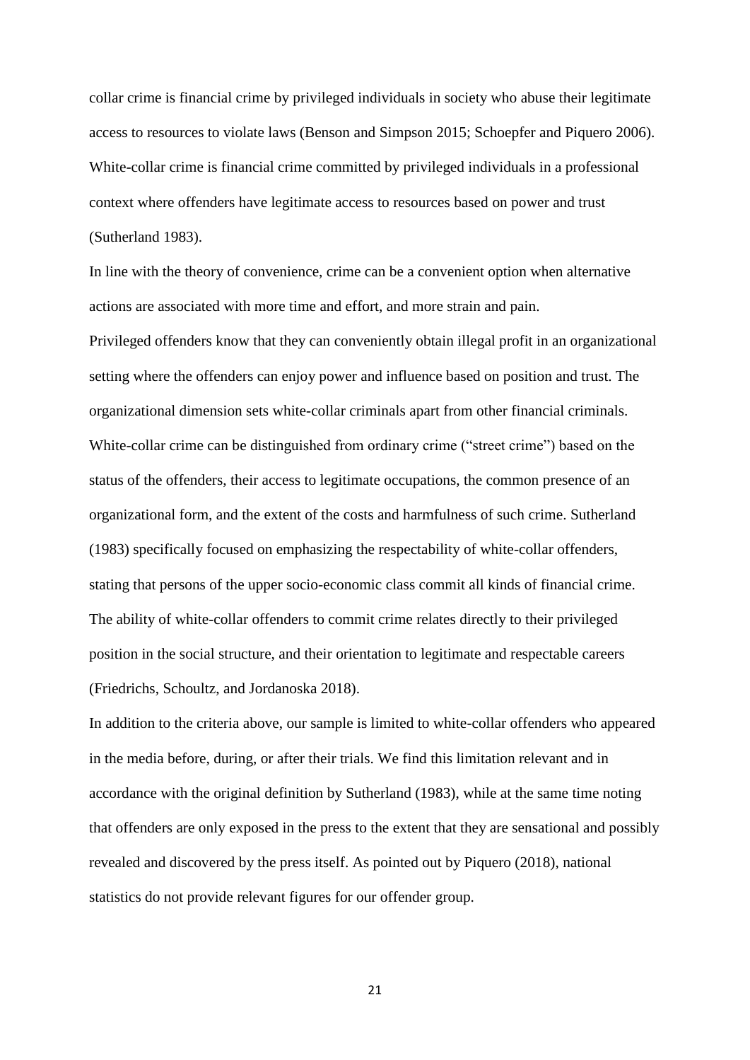collar crime is financial crime by privileged individuals in society who abuse their legitimate access to resources to violate laws (Benson and Simpson 2015; Schoepfer and Piquero 2006). White-collar crime is financial crime committed by privileged individuals in a professional context where offenders have legitimate access to resources based on power and trust (Sutherland 1983).

In line with the theory of convenience, crime can be a convenient option when alternative actions are associated with more time and effort, and more strain and pain.

Privileged offenders know that they can conveniently obtain illegal profit in an organizational setting where the offenders can enjoy power and influence based on position and trust. The organizational dimension sets white-collar criminals apart from other financial criminals. White-collar crime can be distinguished from ordinary crime ("street crime") based on the status of the offenders, their access to legitimate occupations, the common presence of an organizational form, and the extent of the costs and harmfulness of such crime. Sutherland (1983) specifically focused on emphasizing the respectability of white-collar offenders, stating that persons of the upper socio-economic class commit all kinds of financial crime. The ability of white-collar offenders to commit crime relates directly to their privileged position in the social structure, and their orientation to legitimate and respectable careers (Friedrichs, Schoultz, and Jordanoska 2018).

In addition to the criteria above, our sample is limited to white-collar offenders who appeared in the media before, during, or after their trials. We find this limitation relevant and in accordance with the original definition by Sutherland (1983), while at the same time noting that offenders are only exposed in the press to the extent that they are sensational and possibly revealed and discovered by the press itself. As pointed out by Piquero (2018), national statistics do not provide relevant figures for our offender group.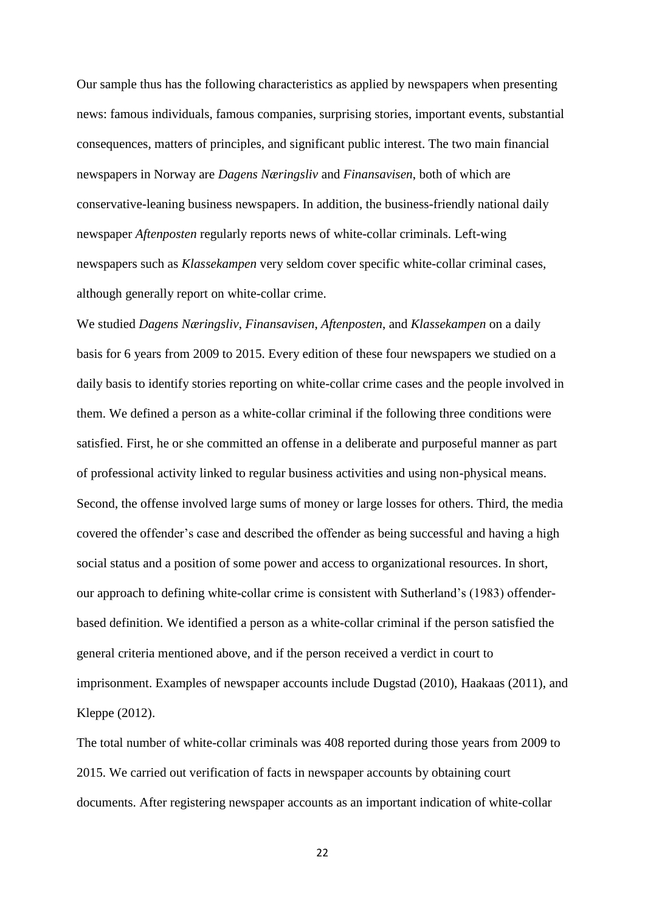Our sample thus has the following characteristics as applied by newspapers when presenting news: famous individuals, famous companies, surprising stories, important events, substantial consequences, matters of principles, and significant public interest. The two main financial newspapers in Norway are *Dagens Næringsliv* and *Finansavisen*, both of which are conservative-leaning business newspapers. In addition, the business-friendly national daily newspaper *Aftenposten* regularly reports news of white-collar criminals. Left-wing newspapers such as *Klassekampen* very seldom cover specific white-collar criminal cases, although generally report on white-collar crime.

We studied *Dagens Næringsliv*, *Finansavisen*, *Aftenposten*, and *Klassekampen* on a daily basis for 6 years from 2009 to 2015. Every edition of these four newspapers we studied on a daily basis to identify stories reporting on white-collar crime cases and the people involved in them. We defined a person as a white-collar criminal if the following three conditions were satisfied. First, he or she committed an offense in a deliberate and purposeful manner as part of professional activity linked to regular business activities and using non-physical means. Second, the offense involved large sums of money or large losses for others. Third, the media covered the offender's case and described the offender as being successful and having a high social status and a position of some power and access to organizational resources. In short, our approach to defining white-collar crime is consistent with Sutherland's (1983) offender-based definition. We identified a person as a white-collar criminal if the person satisfied the general criteria mentioned above, and if the person received a verdict in court to imprisonment. Examples of newspaper accounts include Dugstad (2010), Haakaas (2011), and Kleppe (2012).

The total number of white-collar criminals was 408 reported during those years from 2009 to 2015. We carried out verification of facts in newspaper accounts by obtaining court documents. After registering newspaper accounts as an important indication of white-collar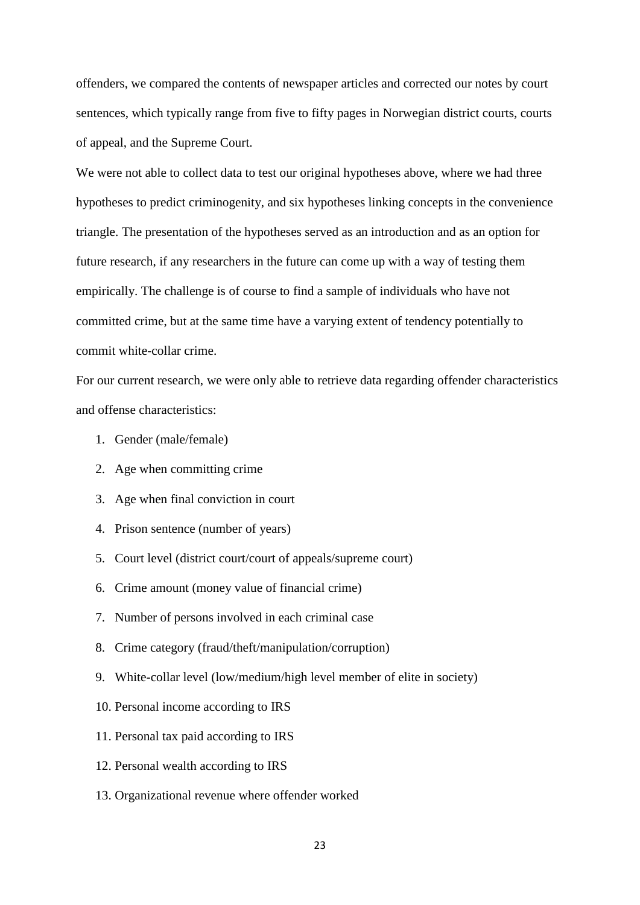offenders, we compared the contents of newspaper articles and corrected our notes by court sentences, which typically range from five to fifty pages in Norwegian district courts, courts of appeal, and the Supreme Court.

We were not able to collect data to test our original hypotheses above, where we had three hypotheses to predict criminogenity, and six hypotheses linking concepts in the convenience triangle. The presentation of the hypotheses served as an introduction and as an option for future research, if any researchers in the future can come up with a way of testing them empirically. The challenge is of course to find a sample of individuals who have not committed crime, but at the same time have a varying extent of tendency potentially to commit white-collar crime.

For our current research, we were only able to retrieve data regarding offender characteristics and offense characteristics:

1. Gender (male/female)
2. Age when committing crime
3. Age when final conviction in court
4. Prison sentence (number of years)
5. Court level (district court/court of appeals/supreme court)
6. Crime amount (money value of financial crime)
7. Number of persons involved in each criminal case
8. Crime category (fraud/theft/manipulation/corruption)
9. White-collar level (low/medium/high level member of elite in society)
10. Personal income according to IRS
11. Personal tax paid according to IRS
12. Personal wealth according to IRS
13. Organizational revenue where offender worked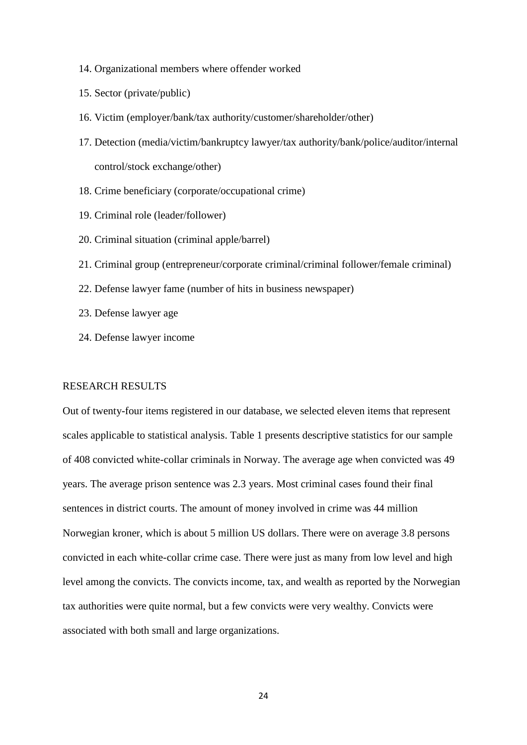14. Organizational members where offender worked
15. Sector (private/public)
16. Victim (employer/bank/tax authority/customer/shareholder/other)
17. Detection (media/victim/bankruptcy lawyer/tax authority/bank/police/auditor/internal control/stock exchange/other)
18. Crime beneficiary (corporate/occupational crime)
19. Criminal role (leader/follower)
20. Criminal situation (criminal apple/barrel)
21. Criminal group (entrepreneur/corporate criminal/criminal follower/female criminal)
22. Defense lawyer fame (number of hits in business newspaper)
23. Defense lawyer age
24. Defense lawyer income

## RESEARCH RESULTS

Out of twenty-four items registered in our database, we selected eleven items that represent scales applicable to statistical analysis. Table 1 presents descriptive statistics for our sample of 408 convicted white-collar criminals in Norway. The average age when convicted was 49 years. The average prison sentence was 2.3 years. Most criminal cases found their final sentences in district courts. The amount of money involved in crime was 44 million Norwegian kroner, which is about 5 million US dollars. There were on average 3.8 persons convicted in each white-collar crime case. There were just as many from low level and high level among the convicts. The convicts income, tax, and wealth as reported by the Norwegian tax authorities were quite normal, but a few convicts were very wealthy. Convicts were associated with both small and large organizations.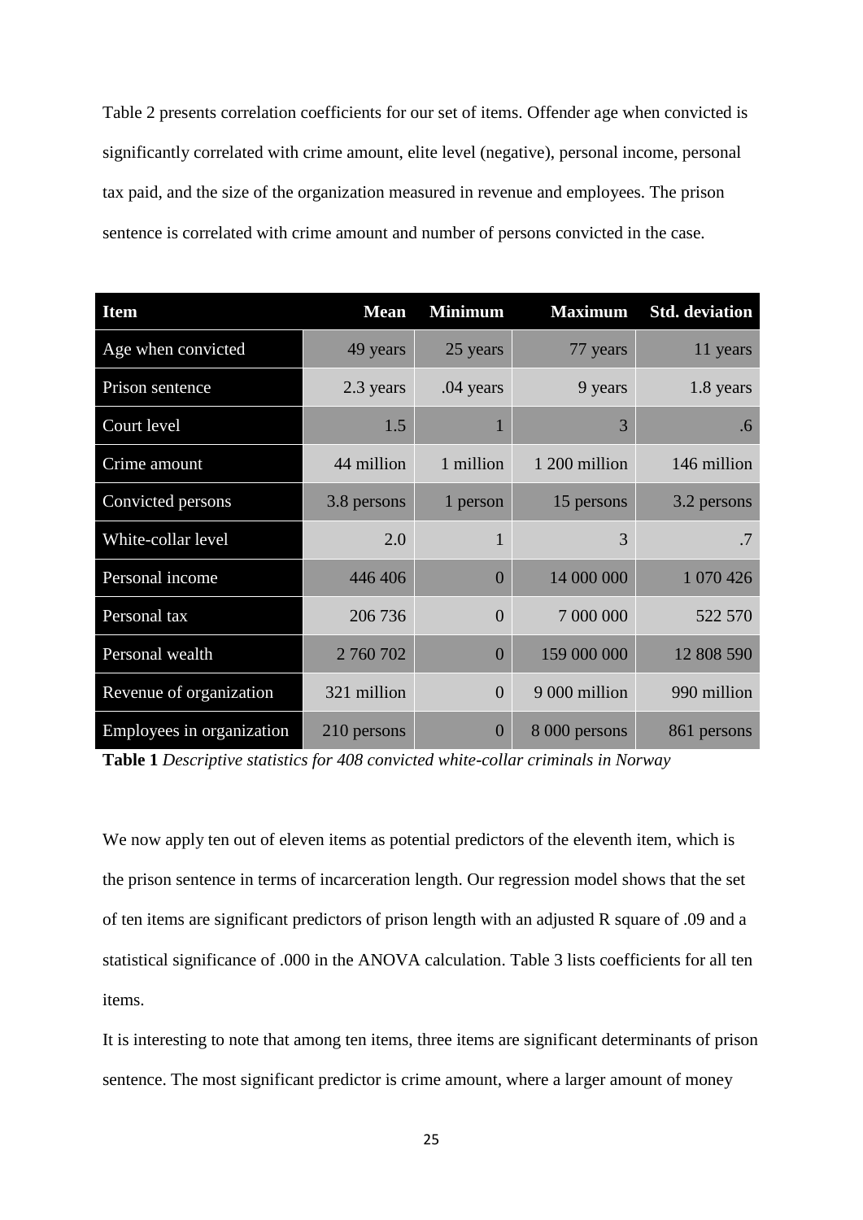Table 2 presents correlation coefficients for our set of items. Offender age when convicted is significantly correlated with crime amount, elite level (negative), personal income, personal tax paid, and the size of the organization measured in revenue and employees. The prison sentence is correlated with crime amount and number of persons convicted in the case.

| Item | Mean | Minimum | Maximum | Std. deviation |
| --- | --- | --- | --- | --- |
| Age when convicted | 49 years | 25 years | 77 years | 11 years |
| Prison sentence | 2.3 years | .04 years | 9 years | 1.8 years |
| Court level | 1.5 | 1 | 3 | .6 |
| Crime amount | 44 million | 1 million | 1 200 million | 146 million |
| Convicted persons | 3.8 persons | 1 person | 15 persons | 3.2 persons |
| White-collar level | 2.0 | 1 | 3 | .7 |
| Personal income | 446 406 | 0 | 14 000 000 | 1 070 426 |
| Personal tax | 206 736 | 0 | 7 000 000 | 522 570 |
| Personal wealth | 2 760 702 | 0 | 159 000 000 | 12 808 590 |
| Revenue of organization | 321 million | 0 | 9 000 million | 990 million |
| Employees in organization | 210 persons | 0 | 8 000 persons | 861 persons |

**Table 1** *Descriptive statistics for 408 convicted white-collar criminals in Norway*

We now apply ten out of eleven items as potential predictors of the eleventh item, which is the prison sentence in terms of incarceration length. Our regression model shows that the set of ten items are significant predictors of prison length with an adjusted R square of .09 and a statistical significance of .000 in the ANOVA calculation. Table 3 lists coefficients for all ten items.

It is interesting to note that among ten items, three items are significant determinants of prison sentence. The most significant predictor is crime amount, where a larger amount of money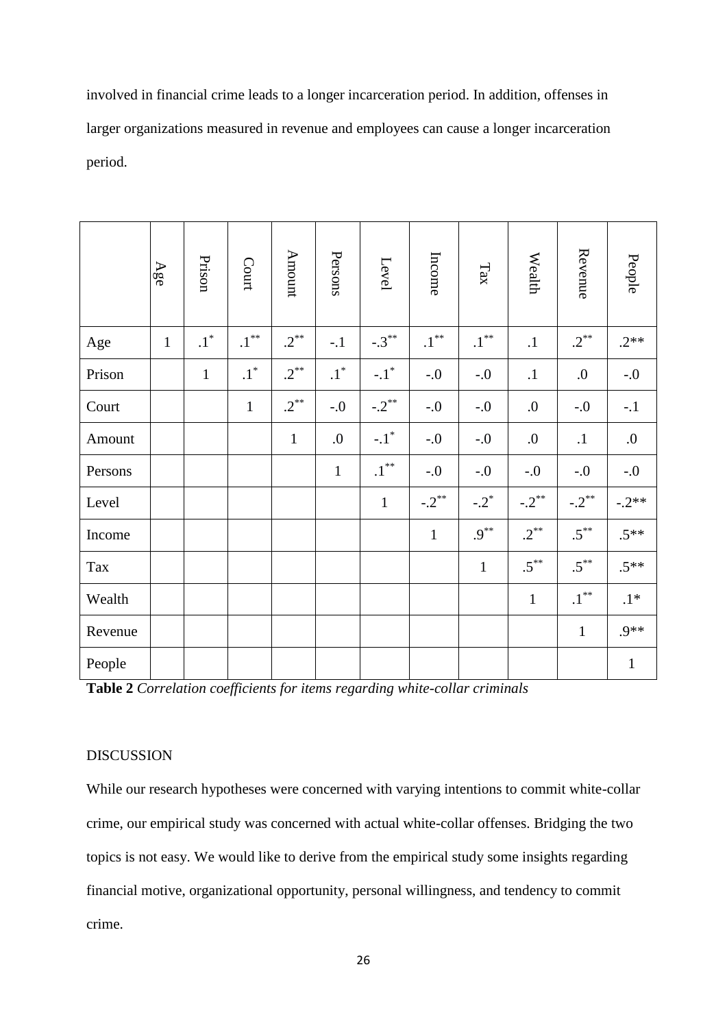involved in financial crime leads to a longer incarceration period. In addition, offenses in larger organizations measured in revenue and employees can cause a longer incarceration period.

| | Age | Prison | Court | Amount | Persons | Level | Income | Tax | Wealth | Revenue | People |
|---|---|---|---|---|---|---|---|---|---|---|---|
| Age | 1 | .1* | .1** | .2** | -.1 | -.3** | .1** | .1** | .1 | .2** | .2** |
| Prison | | 1 | .1* | .2** | .1* | -.1* | -.0 | -.0 | .1 | .0 | -.0 |
| Court | | | 1 | .2** | -.0 | -.2** | -.0 | -.0 | .0 | -.0 | -.1 |
| Amount | | | | 1 | .0 | -.1* | -.0 | -.0 | .0 | .1 | .0 |
| Persons | | | | | 1 | .1** | -.0 | -.0 | -.0 | -.0 | -.0 |
| Level | | | | | | 1 | -.2** | -.2* | -.2** | -.2** | -.2** |
| Income | | | | | | | 1 | .9** | .2** | .5** | .5** |
| Tax | | | | | | | | 1 | .5** | .5** | .5** |
| Wealth | | | | | | | | | 1 | .1** | .1* |
| Revenue | | | | | | | | | | 1 | .9** |
| People | | | | | | | | | | | 1 |

**Table 2** *Correlation coefficients for items regarding white-collar criminals*

## DISCUSSION

While our research hypotheses were concerned with varying intentions to commit white-collar crime, our empirical study was concerned with actual white-collar offenses. Bridging the two topics is not easy. We would like to derive from the empirical study some insights regarding financial motive, organizational opportunity, personal willingness, and tendency to commit crime.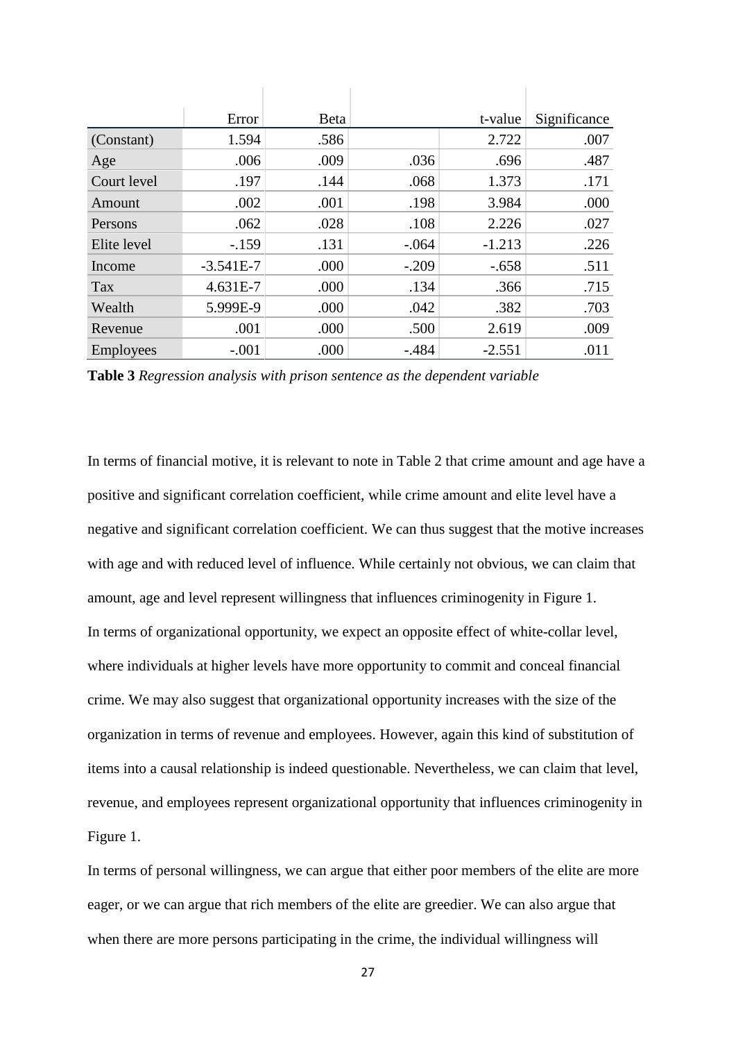| | Error | Beta | | t-value | Significance |
|---|---|---|---|---|---|
| (Constant) | 1.594 | .586 | | 2.722 | .007 |
| Age | .006 | .009 | .036 | .696 | .487 |
| Court level | .197 | .144 | .068 | 1.373 | .171 |
| Amount | .002 | .001 | .198 | 3.984 | .000 |
| Persons | .062 | .028 | .108 | 2.226 | .027 |
| Elite level | -.159 | .131 | -.064 | -1.213 | .226 |
| Income | -3.541E-7 | .000 | -.209 | -.658 | .511 |
| Tax | 4.631E-7 | .000 | .134 | .366 | .715 |
| Wealth | 5.999E-9 | .000 | .042 | .382 | .703 |
| Revenue | .001 | .000 | .500 | 2.619 | .009 |
| Employees | -.001 | .000 | -.484 | -2.551 | .011 |

**Table 3** *Regression analysis with prison sentence as the dependent variable*

In terms of financial motive, it is relevant to note in Table 2 that crime amount and age have a positive and significant correlation coefficient, while crime amount and elite level have a negative and significant correlation coefficient. We can thus suggest that the motive increases with age and with reduced level of influence. While certainly not obvious, we can claim that amount, age and level represent willingness that influences criminogenity in Figure 1.

In terms of organizational opportunity, we expect an opposite effect of white-collar level, where individuals at higher levels have more opportunity to commit and conceal financial crime. We may also suggest that organizational opportunity increases with the size of the organization in terms of revenue and employees. However, again this kind of substitution of items into a causal relationship is indeed questionable. Nevertheless, we can claim that level, revenue, and employees represent organizational opportunity that influences criminogenity in Figure 1.

In terms of personal willingness, we can argue that either poor members of the elite are more eager, or we can argue that rich members of the elite are greedier. We can also argue that when there are more persons participating in the crime, the individual willingness will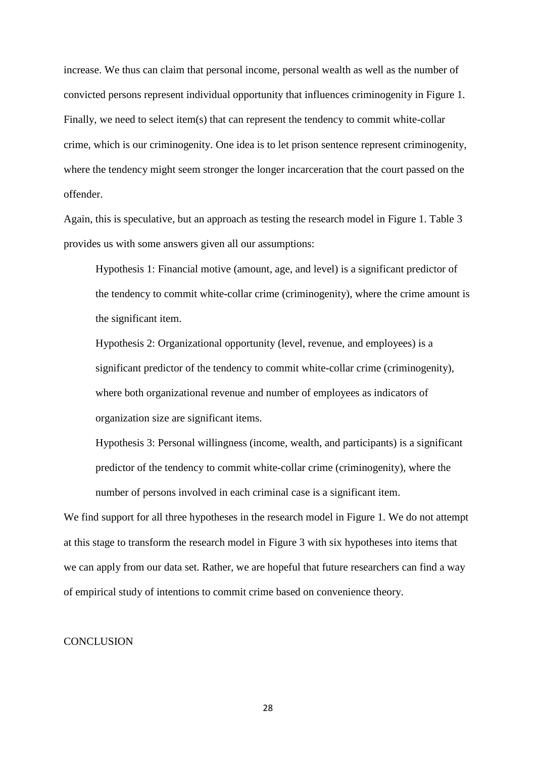increase. We thus can claim that personal income, personal wealth as well as the number of convicted persons represent individual opportunity that influences criminogenity in Figure 1. Finally, we need to select item(s) that can represent the tendency to commit white-collar crime, which is our criminogenity. One idea is to let prison sentence represent criminogenity, where the tendency might seem stronger the longer incarceration that the court passed on the offender.

Again, this is speculative, but an approach as testing the research model in Figure 1. Table 3 provides us with some answers given all our assumptions:

> Hypothesis 1: Financial motive (amount, age, and level) is a significant predictor of the tendency to commit white-collar crime (criminogenity), where the crime amount is the significant item.
>
> Hypothesis 2: Organizational opportunity (level, revenue, and employees) is a significant predictor of the tendency to commit white-collar crime (criminogenity), where both organizational revenue and number of employees as indicators of organization size are significant items.
>
> Hypothesis 3: Personal willingness (income, wealth, and participants) is a significant predictor of the tendency to commit white-collar crime (criminogenity), where the number of persons involved in each criminal case is a significant item.

We find support for all three hypotheses in the research model in Figure 1. We do not attempt at this stage to transform the research model in Figure 3 with six hypotheses into items that we can apply from our data set. Rather, we are hopeful that future researchers can find a way of empirical study of intentions to commit crime based on convenience theory.

## CONCLUSION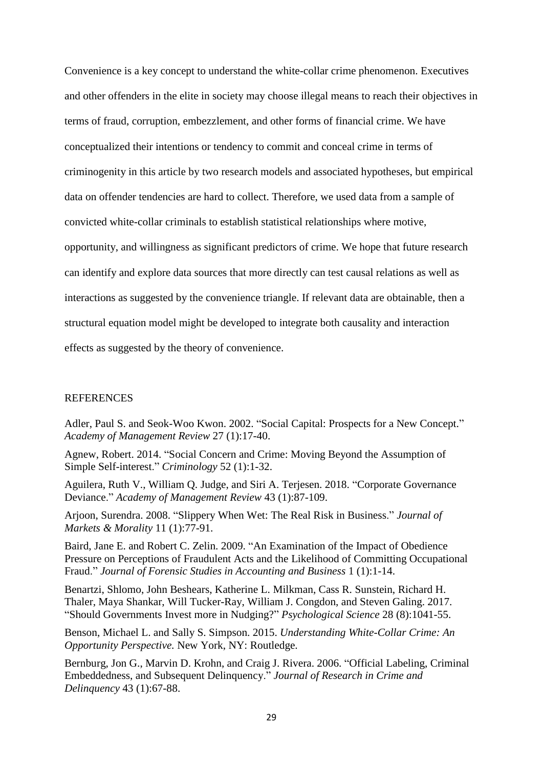Convenience is a key concept to understand the white-collar crime phenomenon. Executives and other offenders in the elite in society may choose illegal means to reach their objectives in terms of fraud, corruption, embezzlement, and other forms of financial crime. We have conceptualized their intentions or tendency to commit and conceal crime in terms of criminogenity in this article by two research models and associated hypotheses, but empirical data on offender tendencies are hard to collect. Therefore, we used data from a sample of convicted white-collar criminals to establish statistical relationships where motive, opportunity, and willingness as significant predictors of crime. We hope that future research can identify and explore data sources that more directly can test causal relations as well as interactions as suggested by the convenience triangle. If relevant data are obtainable, then a structural equation model might be developed to integrate both causality and interaction effects as suggested by the theory of convenience.

## REFERENCES

Adler, Paul S. and Seok-Woo Kwon. 2002. "Social Capital: Prospects for a New Concept." *Academy of Management Review* 27 (1):17-40.

Agnew, Robert. 2014. "Social Concern and Crime: Moving Beyond the Assumption of Simple Self-interest." *Criminology* 52 (1):1-32.

Aguilera, Ruth V., William Q. Judge, and Siri A. Terjesen. 2018. "Corporate Governance Deviance." *Academy of Management Review* 43 (1):87-109.

Arjoon, Surendra. 2008. "Slippery When Wet: The Real Risk in Business." *Journal of Markets & Morality* 11 (1):77-91.

Baird, Jane E. and Robert C. Zelin. 2009. "An Examination of the Impact of Obedience Pressure on Perceptions of Fraudulent Acts and the Likelihood of Committing Occupational Fraud." *Journal of Forensic Studies in Accounting and Business* 1 (1):1-14.

Benartzi, Shlomo, John Beshears, Katherine L. Milkman, Cass R. Sunstein, Richard H. Thaler, Maya Shankar, Will Tucker-Ray, William J. Congdon, and Steven Galing. 2017. "Should Governments Invest more in Nudging?" *Psychological Science* 28 (8):1041-55.

Benson, Michael L. and Sally S. Simpson. 2015. *Understanding White-Collar Crime: An Opportunity Perspective.* New York, NY: Routledge.

Bernburg, Jon G., Marvin D. Krohn, and Craig J. Rivera. 2006. "Official Labeling, Criminal Embeddedness, and Subsequent Delinquency." *Journal of Research in Crime and Delinquency* 43 (1):67-88.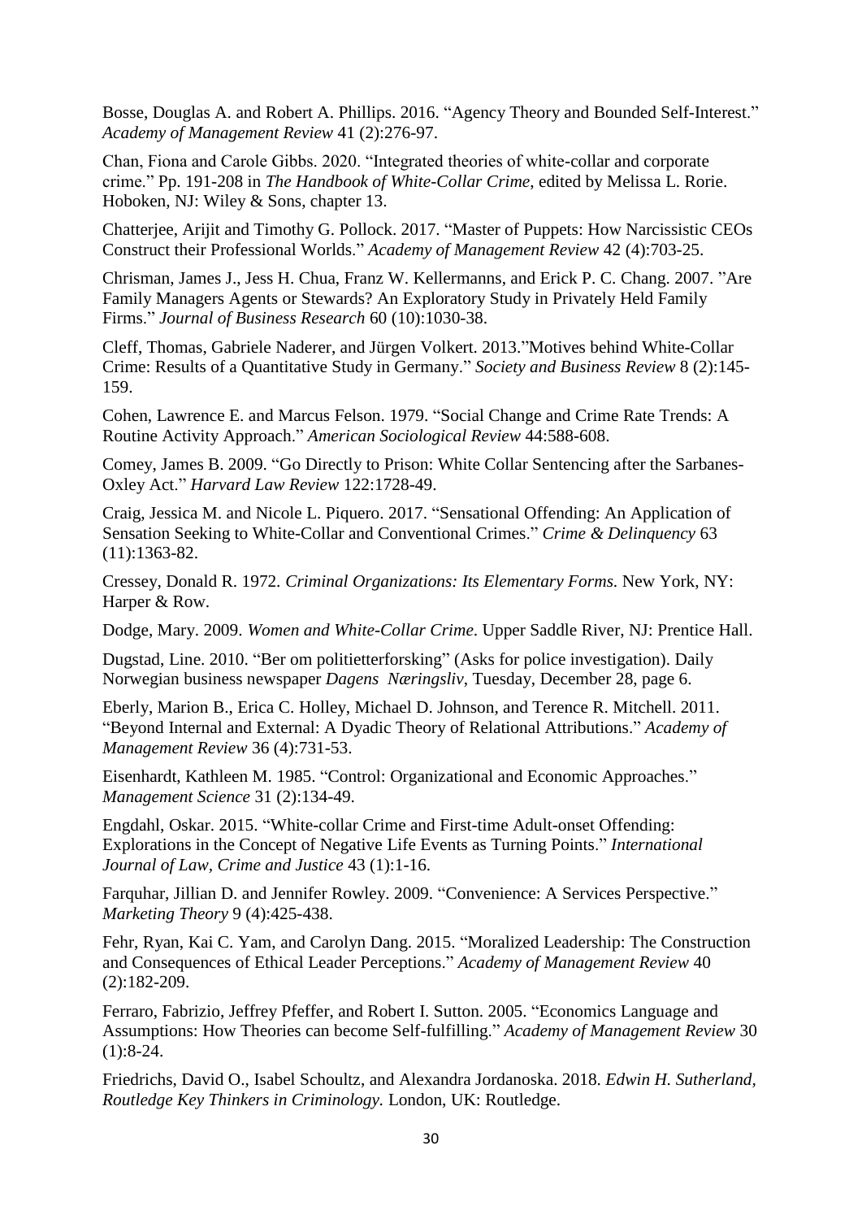Bosse, Douglas A. and Robert A. Phillips. 2016. "Agency Theory and Bounded Self-Interest." *Academy of Management Review* 41 (2):276-97.

Chan, Fiona and Carole Gibbs. 2020. "Integrated theories of white-collar and corporate crime." Pp. 191-208 in *The Handbook of White-Collar Crime*, edited by Melissa L. Rorie. Hoboken, NJ: Wiley & Sons, chapter 13.

Chatterjee, Arijit and Timothy G. Pollock. 2017. "Master of Puppets: How Narcissistic CEOs Construct their Professional Worlds." *Academy of Management Review* 42 (4):703-25.

Chrisman, James J., Jess H. Chua, Franz W. Kellermanns, and Erick P. C. Chang. 2007. "Are Family Managers Agents or Stewards? An Exploratory Study in Privately Held Family Firms." *Journal of Business Research* 60 (10):1030-38.

Cleff, Thomas, Gabriele Naderer, and Jürgen Volkert. 2013."Motives behind White-Collar Crime: Results of a Quantitative Study in Germany." *Society and Business Review* 8 (2):145-159.

Cohen, Lawrence E. and Marcus Felson. 1979. "Social Change and Crime Rate Trends: A Routine Activity Approach." *American Sociological Review* 44:588-608.

Comey, James B. 2009. "Go Directly to Prison: White Collar Sentencing after the Sarbanes-Oxley Act." *Harvard Law Review* 122:1728-49.

Craig, Jessica M. and Nicole L. Piquero. 2017. "Sensational Offending: An Application of Sensation Seeking to White-Collar and Conventional Crimes." *Crime & Delinquency* 63 (11):1363-82.

Cressey, Donald R. 1972. *Criminal Organizations: Its Elementary Forms.* New York, NY: Harper & Row.

Dodge, Mary. 2009. *Women and White-Collar Crime*. Upper Saddle River, NJ: Prentice Hall.

Dugstad, Line. 2010. "Ber om politietterforsking" (Asks for police investigation). Daily Norwegian business newspaper *Dagens Næringsliv*, Tuesday, December 28, page 6.

Eberly, Marion B., Erica C. Holley, Michael D. Johnson, and Terence R. Mitchell. 2011. "Beyond Internal and External: A Dyadic Theory of Relational Attributions." *Academy of Management Review* 36 (4):731-53.

Eisenhardt, Kathleen M. 1985. "Control: Organizational and Economic Approaches." *Management Science* 31 (2):134-49.

Engdahl, Oskar. 2015. "White-collar Crime and First-time Adult-onset Offending: Explorations in the Concept of Negative Life Events as Turning Points." *International Journal of Law, Crime and Justice* 43 (1):1-16.

Farquhar, Jillian D. and Jennifer Rowley. 2009. "Convenience: A Services Perspective." *Marketing Theory* 9 (4):425-438.

Fehr, Ryan, Kai C. Yam, and Carolyn Dang. 2015. "Moralized Leadership: The Construction and Consequences of Ethical Leader Perceptions." *Academy of Management Review* 40 (2):182-209.

Ferraro, Fabrizio, Jeffrey Pfeffer, and Robert I. Sutton. 2005. "Economics Language and Assumptions: How Theories can become Self-fulfilling." *Academy of Management Review* 30 (1):8-24.

Friedrichs, David O., Isabel Schoultz, and Alexandra Jordanoska. 2018. *Edwin H. Sutherland, Routledge Key Thinkers in Criminology.* London, UK: Routledge.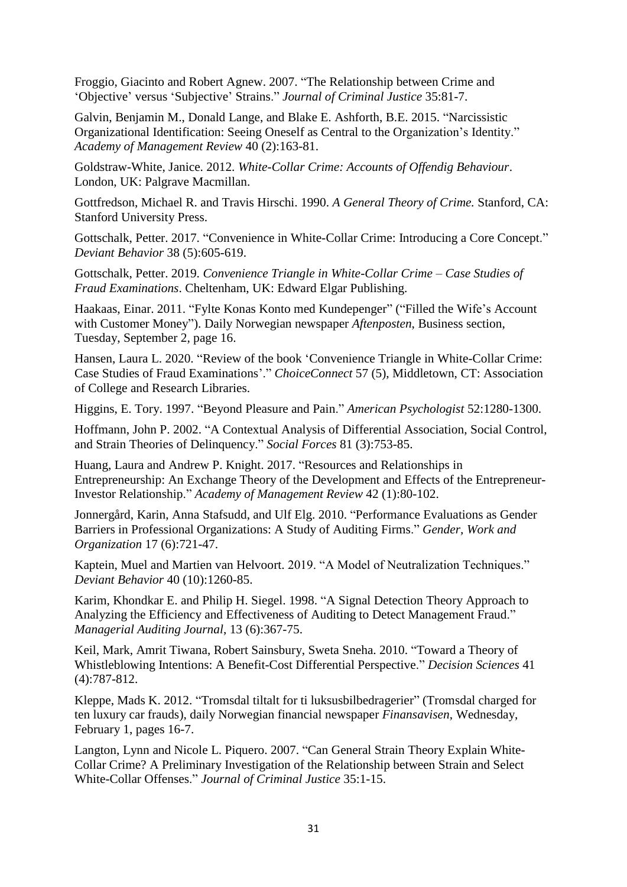Froggio, Giacinto and Robert Agnew. 2007. "The Relationship between Crime and 'Objective' versus 'Subjective' Strains." *Journal of Criminal Justice* 35:81-7.

Galvin, Benjamin M., Donald Lange, and Blake E. Ashforth, B.E. 2015. "Narcissistic Organizational Identification: Seeing Oneself as Central to the Organization's Identity." *Academy of Management Review* 40 (2):163-81.

Goldstraw-White, Janice. 2012. *White-Collar Crime: Accounts of Offendig Behaviour*. London, UK: Palgrave Macmillan.

Gottfredson, Michael R. and Travis Hirschi. 1990. *A General Theory of Crime.* Stanford, CA: Stanford University Press.

Gottschalk, Petter. 2017. "Convenience in White-Collar Crime: Introducing a Core Concept." *Deviant Behavior* 38 (5):605-619.

Gottschalk, Petter. 2019. *Convenience Triangle in White-Collar Crime – Case Studies of Fraud Examinations*. Cheltenham, UK: Edward Elgar Publishing.

Haakaas, Einar. 2011. "Fylte Konas Konto med Kundepenger" ("Filled the Wife's Account with Customer Money"). Daily Norwegian newspaper *Aftenposten*, Business section, Tuesday, September 2, page 16.

Hansen, Laura L. 2020. "Review of the book 'Convenience Triangle in White-Collar Crime: Case Studies of Fraud Examinations'." *ChoiceConnect* 57 (5), Middletown, CT: Association of College and Research Libraries.

Higgins, E. Tory. 1997. "Beyond Pleasure and Pain." *American Psychologist* 52:1280-1300.

Hoffmann, John P. 2002. "A Contextual Analysis of Differential Association, Social Control, and Strain Theories of Delinquency." *Social Forces* 81 (3):753-85.

Huang, Laura and Andrew P. Knight. 2017. "Resources and Relationships in Entrepreneurship: An Exchange Theory of the Development and Effects of the Entrepreneur-Investor Relationship." *Academy of Management Review* 42 (1):80-102.

Jonnergård, Karin, Anna Stafsudd, and Ulf Elg. 2010. "Performance Evaluations as Gender Barriers in Professional Organizations: A Study of Auditing Firms." *Gender, Work and Organization* 17 (6):721-47.

Kaptein, Muel and Martien van Helvoort. 2019. "A Model of Neutralization Techniques." *Deviant Behavior* 40 (10):1260-85.

Karim, Khondkar E. and Philip H. Siegel. 1998. "A Signal Detection Theory Approach to Analyzing the Efficiency and Effectiveness of Auditing to Detect Management Fraud." *Managerial Auditing Journal*, 13 (6):367-75.

Keil, Mark, Amrit Tiwana, Robert Sainsbury, Sweta Sneha. 2010. "Toward a Theory of Whistleblowing Intentions: A Benefit-Cost Differential Perspective." *Decision Sciences* 41 (4):787-812.

Kleppe, Mads K. 2012. "Tromsdal tiltalt for ti luksusbilbedragerier" (Tromsdal charged for ten luxury car frauds), daily Norwegian financial newspaper *Finansavisen*, Wednesday, February 1, pages 16-7.

Langton, Lynn and Nicole L. Piquero. 2007. "Can General Strain Theory Explain White-Collar Crime? A Preliminary Investigation of the Relationship between Strain and Select White-Collar Offenses." *Journal of Criminal Justice* 35:1-15.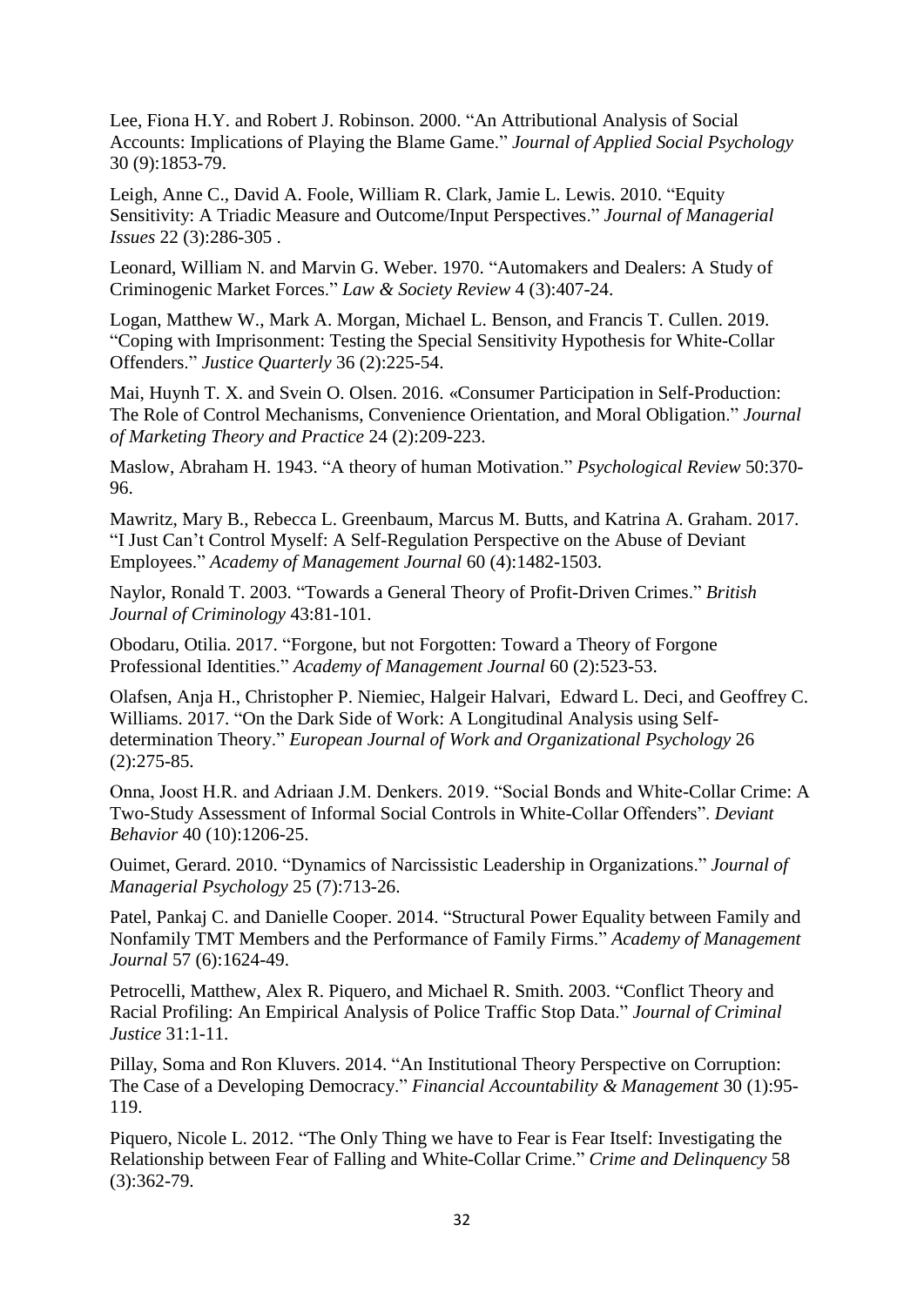Lee, Fiona H.Y. and Robert J. Robinson. 2000. "An Attributional Analysis of Social Accounts: Implications of Playing the Blame Game." *Journal of Applied Social Psychology* 30 (9):1853-79.

Leigh, Anne C., David A. Foole, William R. Clark, Jamie L. Lewis. 2010. "Equity Sensitivity: A Triadic Measure and Outcome/Input Perspectives." *Journal of Managerial Issues* 22 (3):286-305 .

Leonard, William N. and Marvin G. Weber. 1970. "Automakers and Dealers: A Study of Criminogenic Market Forces." *Law & Society Review* 4 (3):407-24.

Logan, Matthew W., Mark A. Morgan, Michael L. Benson, and Francis T. Cullen. 2019. "Coping with Imprisonment: Testing the Special Sensitivity Hypothesis for White-Collar Offenders." *Justice Quarterly* 36 (2):225-54.

Mai, Huynh T. X. and Svein O. Olsen. 2016. «Consumer Participation in Self-Production: The Role of Control Mechanisms, Convenience Orientation, and Moral Obligation." *Journal of Marketing Theory and Practice* 24 (2):209-223.

Maslow, Abraham H. 1943. "A theory of human Motivation." *Psychological Review* 50:370-96.

Mawritz, Mary B., Rebecca L. Greenbaum, Marcus M. Butts, and Katrina A. Graham. 2017. "I Just Can't Control Myself: A Self-Regulation Perspective on the Abuse of Deviant Employees." *Academy of Management Journal* 60 (4):1482-1503.

Naylor, Ronald T. 2003. "Towards a General Theory of Profit-Driven Crimes." *British Journal of Criminology* 43:81-101.

Obodaru, Otilia. 2017. "Forgone, but not Forgotten: Toward a Theory of Forgone Professional Identities." *Academy of Management Journal* 60 (2):523-53.

Olafsen, Anja H., Christopher P. Niemiec, Halgeir Halvari, Edward L. Deci, and Geoffrey C. Williams. 2017. "On the Dark Side of Work: A Longitudinal Analysis using Self-determination Theory." *European Journal of Work and Organizational Psychology* 26 (2):275-85.

Onna, Joost H.R. and Adriaan J.M. Denkers. 2019. "Social Bonds and White-Collar Crime: A Two-Study Assessment of Informal Social Controls in White-Collar Offenders". *Deviant Behavior* 40 (10):1206-25.

Ouimet, Gerard. 2010. "Dynamics of Narcissistic Leadership in Organizations." *Journal of Managerial Psychology* 25 (7):713-26.

Patel, Pankaj C. and Danielle Cooper. 2014. "Structural Power Equality between Family and Nonfamily TMT Members and the Performance of Family Firms." *Academy of Management Journal* 57 (6):1624-49.

Petrocelli, Matthew, Alex R. Piquero, and Michael R. Smith. 2003. "Conflict Theory and Racial Profiling: An Empirical Analysis of Police Traffic Stop Data." *Journal of Criminal Justice* 31:1-11.

Pillay, Soma and Ron Kluvers. 2014. "An Institutional Theory Perspective on Corruption: The Case of a Developing Democracy." *Financial Accountability & Management* 30 (1):95-119.

Piquero, Nicole L. 2012. "The Only Thing we have to Fear is Fear Itself: Investigating the Relationship between Fear of Falling and White-Collar Crime." *Crime and Delinquency* 58 (3):362-79.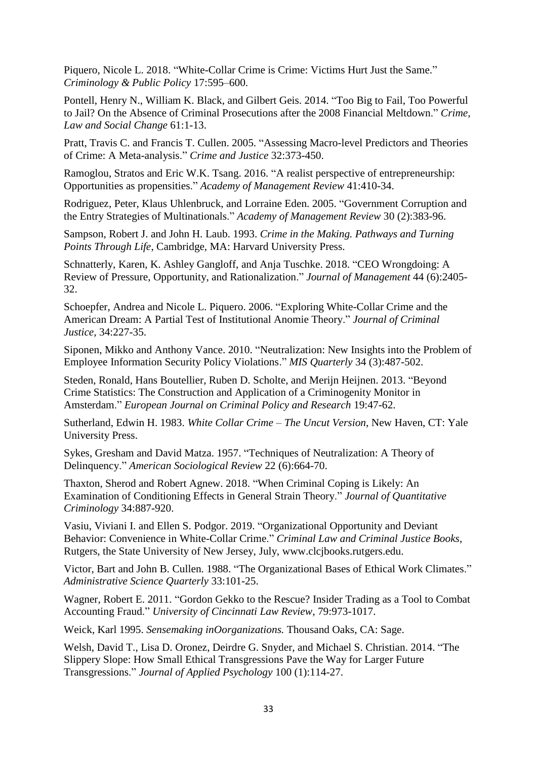Piquero, Nicole L. 2018. "White-Collar Crime is Crime: Victims Hurt Just the Same." *Criminology & Public Policy* 17:595–600.

Pontell, Henry N., William K. Black, and Gilbert Geis. 2014. "Too Big to Fail, Too Powerful to Jail? On the Absence of Criminal Prosecutions after the 2008 Financial Meltdown." *Crime, Law and Social Change* 61:1-13.

Pratt, Travis C. and Francis T. Cullen. 2005. "Assessing Macro-level Predictors and Theories of Crime: A Meta-analysis." *Crime and Justice* 32:373-450.

Ramoglou, Stratos and Eric W.K. Tsang. 2016. "A realist perspective of entrepreneurship: Opportunities as propensities." *Academy of Management Review* 41:410-34.

Rodriguez, Peter, Klaus Uhlenbruck, and Lorraine Eden. 2005. "Government Corruption and the Entry Strategies of Multinationals." *Academy of Management Review* 30 (2):383-96.

Sampson, Robert J. and John H. Laub. 1993. *Crime in the Making. Pathways and Turning Points Through Life*, Cambridge, MA: Harvard University Press.

Schnatterly, Karen, K. Ashley Gangloff, and Anja Tuschke. 2018. "CEO Wrongdoing: A Review of Pressure, Opportunity, and Rationalization." *Journal of Management* 44 (6):2405-32.

Schoepfer, Andrea and Nicole L. Piquero. 2006. "Exploring White-Collar Crime and the American Dream: A Partial Test of Institutional Anomie Theory." *Journal of Criminal Justice*, 34:227-35.

Siponen, Mikko and Anthony Vance. 2010. "Neutralization: New Insights into the Problem of Employee Information Security Policy Violations." *MIS Quarterly* 34 (3):487-502.

Steden, Ronald, Hans Boutellier, Ruben D. Scholte, and Merijn Heijnen. 2013. "Beyond Crime Statistics: The Construction and Application of a Criminogenity Monitor in Amsterdam." *European Journal on Criminal Policy and Research* 19:47-62.

Sutherland, Edwin H. 1983. *White Collar Crime – The Uncut Version*, New Haven, CT: Yale University Press.

Sykes, Gresham and David Matza. 1957. "Techniques of Neutralization: A Theory of Delinquency." *American Sociological Review* 22 (6):664-70.

Thaxton, Sherod and Robert Agnew. 2018. "When Criminal Coping is Likely: An Examination of Conditioning Effects in General Strain Theory." *Journal of Quantitative Criminology* 34:887-920.

Vasiu, Viviani I. and Ellen S. Podgor. 2019. "Organizational Opportunity and Deviant Behavior: Convenience in White-Collar Crime." *Criminal Law and Criminal Justice Books*, Rutgers, the State University of New Jersey, July, www.clcjbooks.rutgers.edu.

Victor, Bart and John B. Cullen. 1988. "The Organizational Bases of Ethical Work Climates." *Administrative Science Quarterly* 33:101-25.

Wagner, Robert E. 2011. "Gordon Gekko to the Rescue? Insider Trading as a Tool to Combat Accounting Fraud." *University of Cincinnati Law Review*, 79:973-1017.

Weick, Karl 1995. *Sensemaking inOorganizations.* Thousand Oaks, CA: Sage.

Welsh, David T., Lisa D. Oronez, Deirdre G. Snyder, and Michael S. Christian. 2014. "The Slippery Slope: How Small Ethical Transgressions Pave the Way for Larger Future Transgressions." *Journal of Applied Psychology* 100 (1):114-27.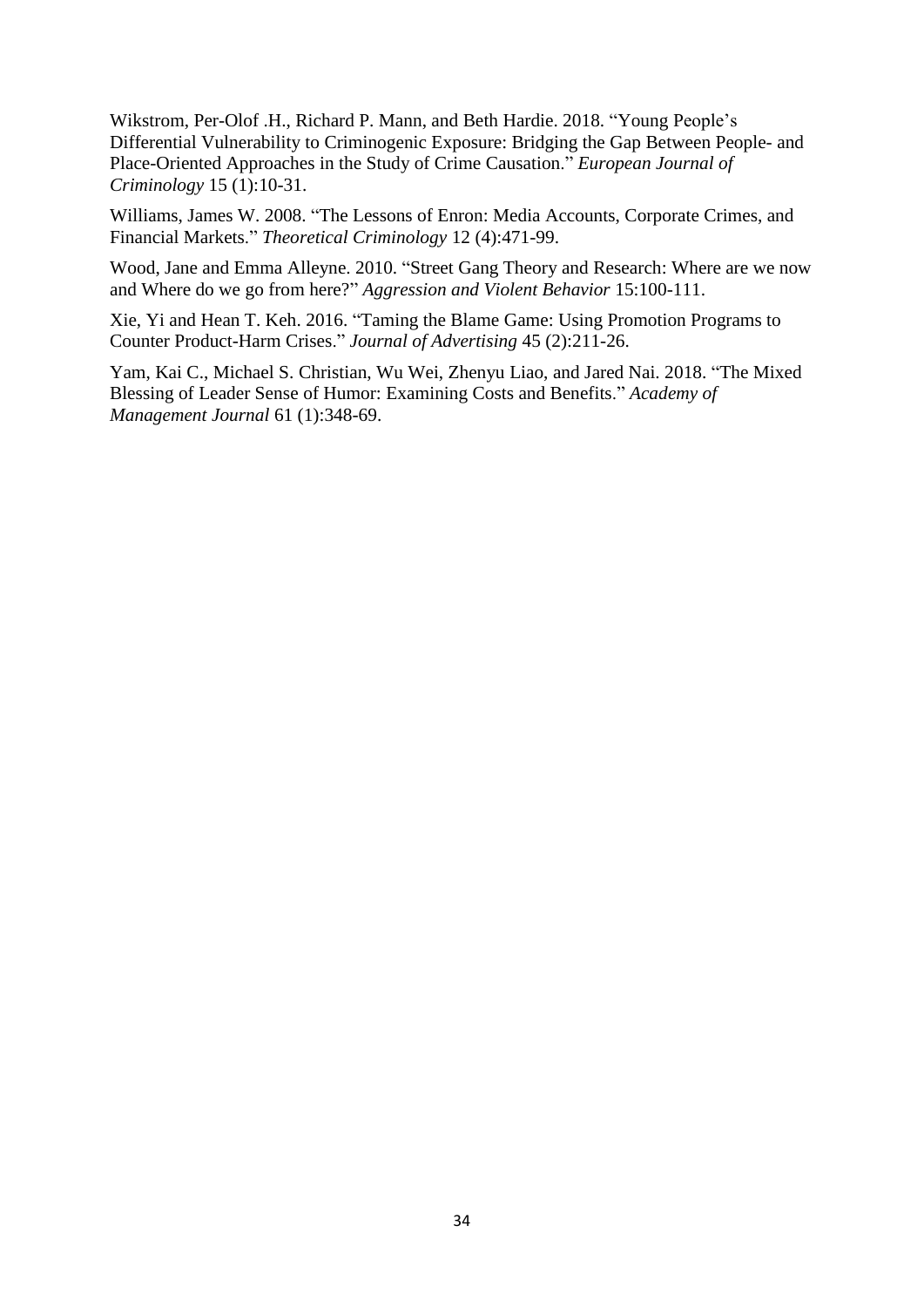Wikstrom, Per-Olof .H., Richard P. Mann, and Beth Hardie. 2018. "Young People's Differential Vulnerability to Criminogenic Exposure: Bridging the Gap Between People- and Place-Oriented Approaches in the Study of Crime Causation." *European Journal of Criminology* 15 (1):10-31.

Williams, James W. 2008. "The Lessons of Enron: Media Accounts, Corporate Crimes, and Financial Markets." *Theoretical Criminology* 12 (4):471-99.

Wood, Jane and Emma Alleyne. 2010. "Street Gang Theory and Research: Where are we now and Where do we go from here?" *Aggression and Violent Behavior* 15:100-111.

Xie, Yi and Hean T. Keh. 2016. "Taming the Blame Game: Using Promotion Programs to Counter Product-Harm Crises." *Journal of Advertising* 45 (2):211-26.

Yam, Kai C., Michael S. Christian, Wu Wei, Zhenyu Liao, and Jared Nai. 2018. "The Mixed Blessing of Leader Sense of Humor: Examining Costs and Benefits." *Academy of Management Journal* 61 (1):348-69.